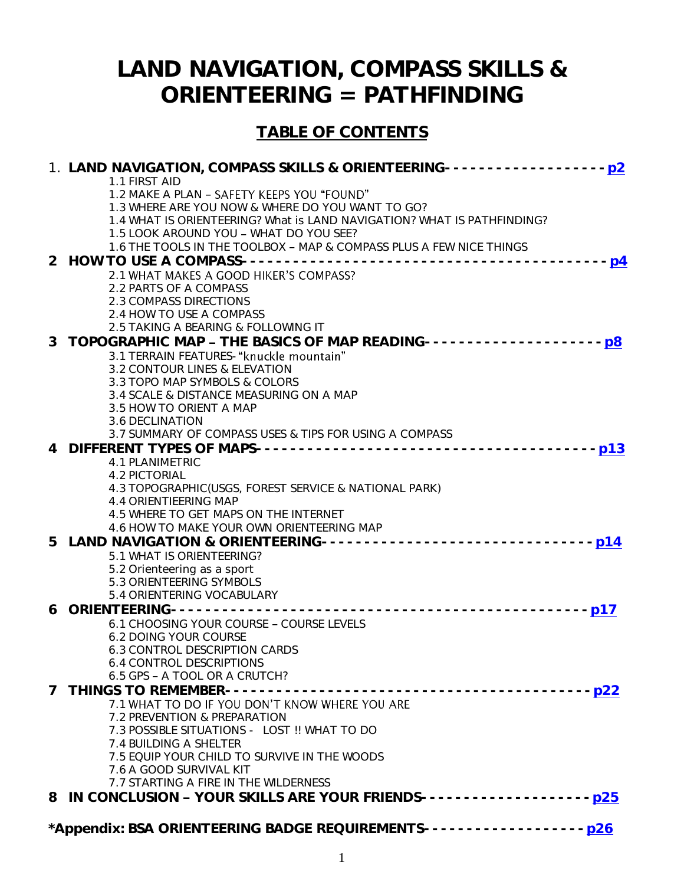# LAND NAVIGATION, COMPASS SKILLS & ORIENTEERING = PATHFINDING

## TABLE OF CONTENTS

1. **LAND NAVIGATION, COMPASS SKILLS & ORIENTEERING** ------------------- **p2**
   - 1.1 FIRST AID
   - 1.2 MAKE A PLAN – SAFETY KEEPS YOU "FOUND"
   - 1.3 WHERE ARE YOU NOW & WHERE DO YOU WANT TO GO?
   - 1.4 WHAT IS ORIENTEERING? What is LAND NAVIGATION? WHAT IS PATHFINDING?
   - 1.5 LOOK AROUND YOU – WHAT DO YOU SEE?
   - 1.6 THE TOOLS IN THE TOOLBOX – MAP & COMPASS PLUS A FEW NICE THINGS
2. **HOW TO USE A COMPASS** ------------------------------------------------ **p4**
   - 2.1 WHAT MAKES A GOOD HIKER'S COMPASS?
   - 2.2 PARTS OF A COMPASS
   - 2.3 COMPASS DIRECTIONS
   - 2.4 HOW TO USE A COMPASS
   - 2.5 TAKING A BEARING & FOLLOWING IT
3. **TOPOGRAPHIC MAP – THE BASICS OF MAP READING** --------------------- **p8**
   - 3.1 TERRAIN FEATURES- "knuckle mountain"
   - 3.2 CONTOUR LINES & ELEVATION
   - 3.3 TOPO MAP SYMBOLS & COLORS
   - 3.4 SCALE & DISTANCE MEASURING ON A MAP
   - 3.5 HOW TO ORIENT A MAP
   - 3.6 DECLINATION
   - 3.7 SUMMARY OF COMPASS USES & TIPS FOR USING A COMPASS
4. **DIFFERENT TYPES OF MAPS** --------------------------------------- **p13**
   - 4.1 PLANIMETRIC
   - 4.2 PICTORIAL
   - 4.3 TOPOGRAPHIC(USGS, FOREST SERVICE & NATIONAL PARK)
   - 4.4 ORIENTIEERING MAP
   - 4.5 WHERE TO GET MAPS ON THE INTERNET
   - 4.6 HOW TO MAKE YOUR OWN ORIENTEERING MAP
5. **LAND NAVIGATION & ORIENTEERING** ------------------------------ **p14**
   - 5.1 WHAT IS ORIENTEERING?
   - 5.2 Orienteering as a sport
   - 5.3 ORIENTEERING SYMBOLS
   - 5.4 ORIENTERING VOCABULARY
6. **ORIENTEERING** ------------------------------------------------ **p17**
   - 6.1 CHOOSING YOUR COURSE – COURSE LEVELS
   - 6.2 DOING YOUR COURSE
   - 6.3 CONTROL DESCRIPTION CARDS
   - 6.4 CONTROL DESCRIPTIONS
   - 6.5 GPS – A TOOL OR A CRUTCH?
7. **THINGS TO REMEMBER** ------------------------------------------- **p22**
   - 7.1 WHAT TO DO IF YOU DON'T KNOW WHERE YOU ARE
   - 7.2 PREVENTION & PREPARATION
   - 7.3 POSSIBLE SITUATIONS - LOST !! WHAT TO DO
   - 7.4 BUILDING A SHELTER
   - 7.5 EQUIP YOUR CHILD TO SURVIVE IN THE WOODS
   - 7.6 A GOOD SURVIVAL KIT
   - 7.7 STARTING A FIRE IN THE WILDERNESS
8. **IN CONCLUSION – YOUR SKILLS ARE YOUR FRIENDS** ------------------- **p25**

***Appendix: BSA ORIENTEERING BADGE REQUIREMENTS** ------------------ **p26**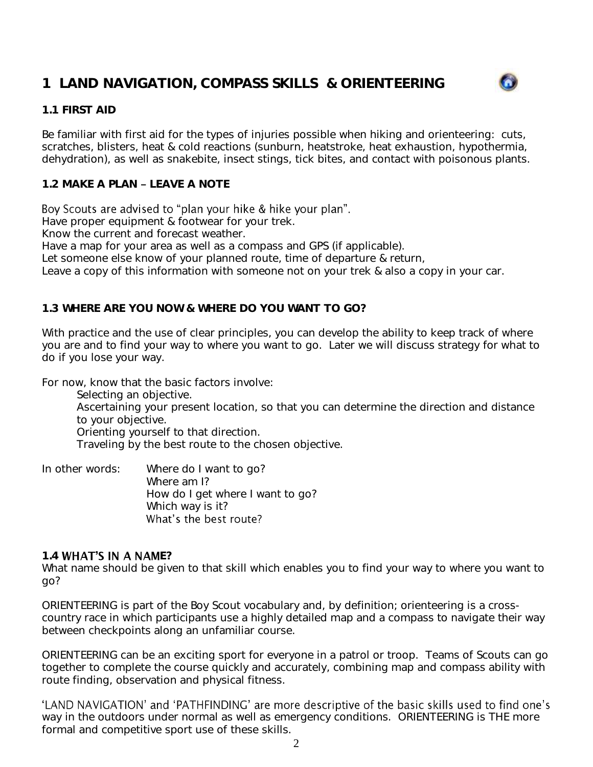# 1 LAND NAVIGATION, COMPASS SKILLS & ORIENTEERING

### 1.1 FIRST AID

Be familiar with first aid for the types of injuries possible when hiking and orienteering: cuts, scratches, blisters, heat & cold reactions (sunburn, heatstroke, heat exhaustion, hypothermia, dehydration), as well as snakebite, insect stings, tick bites, and contact with poisonous plants.

### 1.2 MAKE A PLAN – LEAVE A NOTE

Boy Scouts are advised to "plan your hike & hike your plan".
Have proper equipment & footwear for your trek.
Know the current and forecast weather.
Have a map for your area as well as a compass and GPS (if applicable).
Let someone else know of your planned route, time of departure & return,
Leave a copy of this information with someone not on your trek & also a copy in your car.

### 1.3 WHERE ARE YOU NOW & WHERE DO YOU WANT TO GO?

With practice and the use of clear principles, you can develop the ability to keep track of where you are and to find your way to where you want to go. Later we will discuss strategy for what to do if you lose your way.

For now, know that the basic factors involve:

Selecting an objective.
Ascertaining your present location, so that you can determine the direction and distance to your objective.
Orienting yourself to that direction.
Traveling by the best route to the chosen objective.

In other words: Where do I want to go?
Where am I?
How do I get where I want to go?
Which way is it?
What's the best route?

### 1.4 WHAT'S IN A NAME?

What name should be given to that skill which enables you to find your way to where you want to go?

ORIENTEERING is part of the Boy Scout vocabulary and, by definition; orienteering is a cross-country race in which participants use a highly detailed map and a compass to navigate their way between checkpoints along an unfamiliar course.

ORIENTEERING can be an exciting sport for everyone in a patrol or troop. Teams of Scouts can go together to complete the course quickly and accurately, combining map and compass ability with route finding, observation and physical fitness.

'LAND NAVIGATION' and 'PATHFINDING' are more descriptive of the basic skills used to find one's way in the outdoors under normal as well as emergency conditions. ORIENTEERING is THE more formal and competitive sport use of these skills.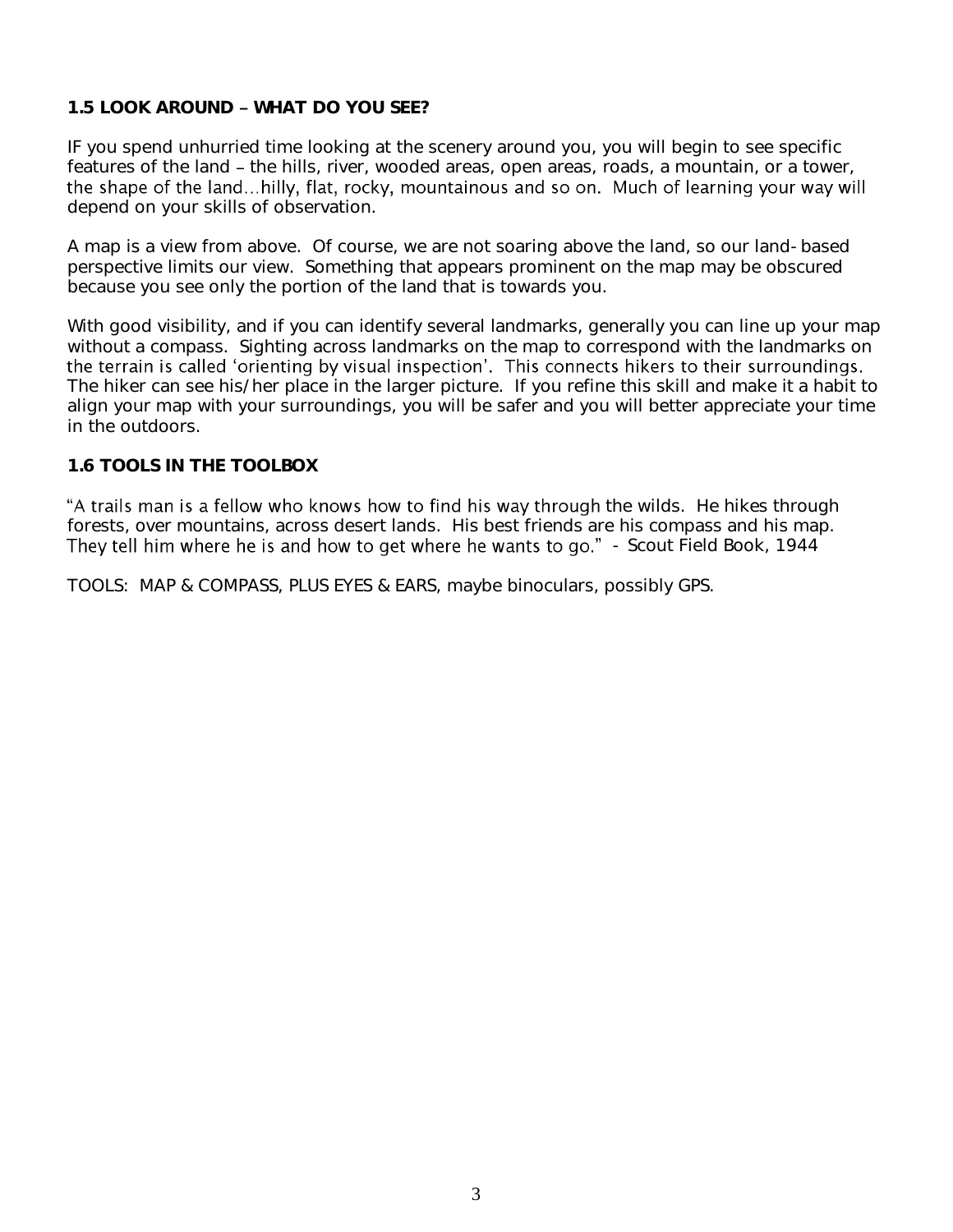## 1.5 LOOK AROUND – WHAT DO YOU SEE?

IF you spend unhurried time looking at the scenery around you, you will begin to see specific features of the land – the hills, river, wooded areas, open areas, roads, a mountain, or a tower, the shape of the land…hilly, flat, rocky, mountainous and so on. Much of learning your way will depend on your skills of observation.

A map is a view from above. Of course, we are not soaring above the land, so our land-based perspective limits our view. Something that appears prominent on the map may be obscured because you see only the portion of the land that is towards you.

With good visibility, and if you can identify several landmarks, generally you can line up your map without a compass. Sighting across landmarks on the map to correspond with the landmarks on the terrain is called 'orienting by visual inspection'. This connects hikers to their surroundings. The hiker can see his/her place in the larger picture. If you refine this skill and make it a habit to align your map with your surroundings, you will be safer and you will better appreciate your time in the outdoors.

## 1.6 TOOLS IN THE TOOLBOX

"A trails man is a fellow who knows how to find his way through the wilds. He hikes through forests, over mountains, across desert lands. His best friends are his compass and his map. They tell him where he is and how to get where he wants to go." - Scout Field Book, 1944

TOOLS: MAP & COMPASS, PLUS EYES & EARS, maybe binoculars, possibly GPS.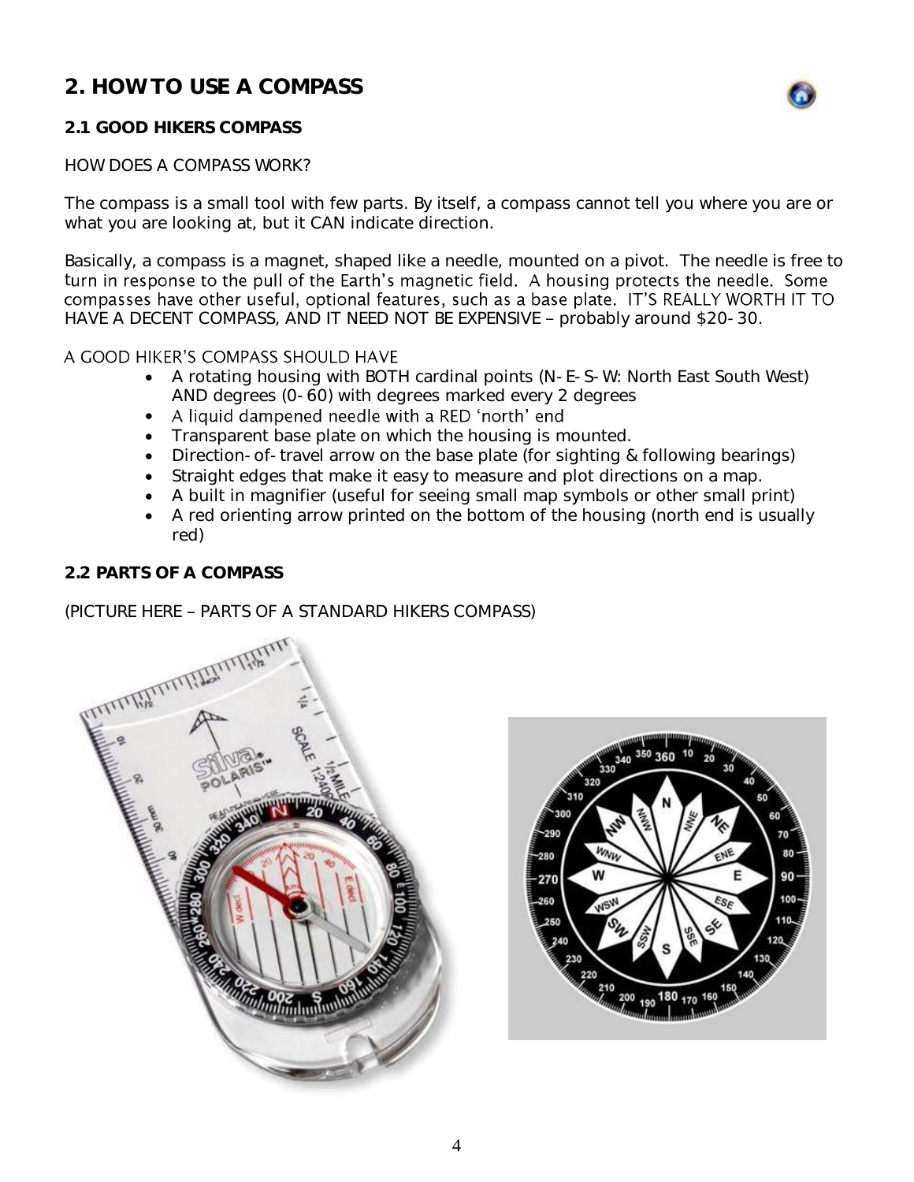## 2. HOW TO USE A COMPASS

### 2.1 GOOD HIKERS COMPASS

HOW DOES A COMPASS WORK?

The compass is a small tool with few parts. By itself, a compass cannot tell you where you are or what you are looking at, but it CAN indicate direction.

Basically, a compass is a magnet, shaped like a needle, mounted on a pivot. The needle is free to turn in response to the pull of the Earth's magnetic field. A housing protects the needle. Some compasses have other useful, optional features, such as a base plate. IT'S REALLY WORTH IT TO HAVE A DECENT COMPASS, AND IT NEED NOT BE EXPENSIVE – probably around $20-30.

A GOOD HIKER'S COMPASS SHOULD HAVE

- A rotating housing with BOTH cardinal points (N-E-S-W: North East South West) AND degrees (0-60) with degrees marked every 2 degrees
- A liquid dampened needle with a RED 'north' end
- Transparent base plate on which the housing is mounted.
- Direction-of-travel arrow on the base plate (for sighting & following bearings)
- Straight edges that make it easy to measure and plot directions on a map.
- A built in magnifier (useful for seeing small map symbols or other small print)
- A red orienting arrow printed on the bottom of the housing (north end is usually red)

### 2.2 PARTS OF A COMPASS

(PICTURE HERE – PARTS OF A STANDARD HIKERS COMPASS)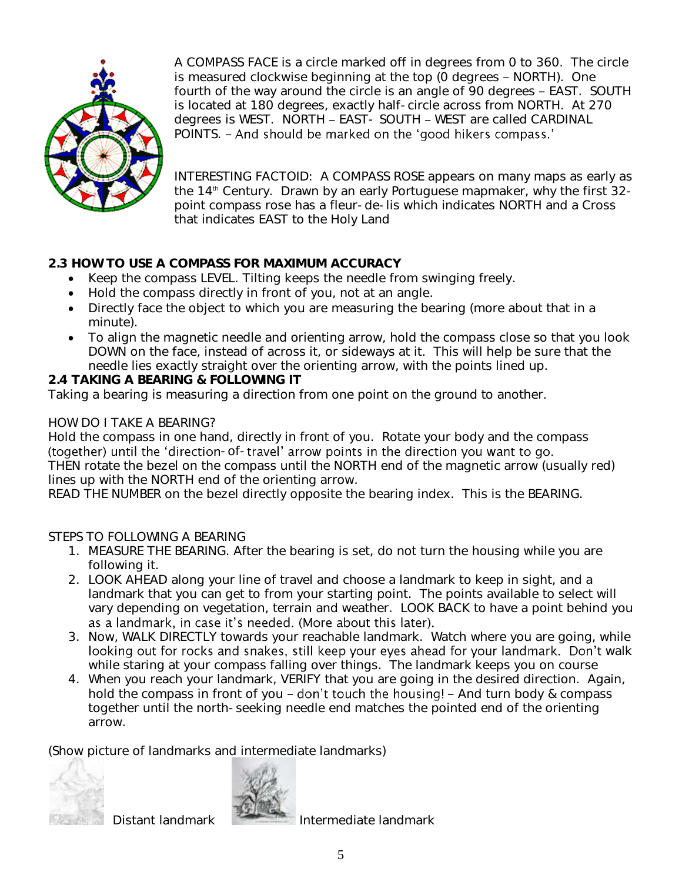A COMPASS FACE is a circle marked off in degrees from 0 to 360. The circle is measured clockwise beginning at the top (0 degrees – NORTH). One fourth of the way around the circle is an angle of 90 degrees – EAST. SOUTH is located at 180 degrees, exactly half-circle across from NORTH. At 270 degrees is WEST. NORTH – EAST- SOUTH – WEST are called CARDINAL POINTS. – And should be marked on the 'good hikers compass.'

INTERESTING FACTOID: A COMPASS ROSE appears on many maps as early as the 14th Century. Drawn by an early Portuguese mapmaker, why the first 32-point compass rose has a fleur-de-lis which indicates NORTH and a Cross that indicates EAST to the Holy Land

**2.3 HOW TO USE A COMPASS FOR MAXIMUM ACCURACY**

- Keep the compass LEVEL. Tilting keeps the needle from swinging freely.
- Hold the compass directly in front of you, not at an angle.
- Directly face the object to which you are measuring the bearing (more about that in a minute).
- To align the magnetic needle and orienting arrow, hold the compass close so that you look DOWN on the face, instead of across it, or sideways at it. This will help be sure that the needle lies exactly straight over the orienting arrow, with the points lined up.

**2.4 TAKING A BEARING & FOLLOWING IT**

Taking a bearing is measuring a direction from one point on the ground to another.

HOW DO I TAKE A BEARING?

Hold the compass in one hand, directly in front of you. Rotate your body and the compass (together) until the 'direction-of-travel' arrow points in the direction you want to go.
THEN rotate the bezel on the compass until the NORTH end of the magnetic arrow (usually red) lines up with the NORTH end of the orienting arrow.
READ THE NUMBER on the bezel directly opposite the bearing index. This is the BEARING.

STEPS TO FOLLOWING A BEARING

1. MEASURE THE BEARING. After the bearing is set, do not turn the housing while you are following it.
2. LOOK AHEAD along your line of travel and choose a landmark to keep in sight, and a landmark that you can get to from your starting point. The points available to select will vary depending on vegetation, terrain and weather. LOOK BACK to have a point behind you as a landmark, in case it's needed. (More about this later).
3. Now, WALK DIRECTLY towards your reachable landmark. Watch where you are going, while looking out for rocks and snakes, still keep your eyes ahead for your landmark. Don't walk while staring at your compass falling over things. The landmark keeps you on course
4. When you reach your landmark, VERIFY that you are going in the desired direction. Again, hold the compass in front of you – don't touch the housing! – And turn body & compass together until the north-seeking needle end matches the pointed end of the orienting arrow.

(Show picture of landmarks and intermediate landmarks)

Distant landmark

Intermediate landmark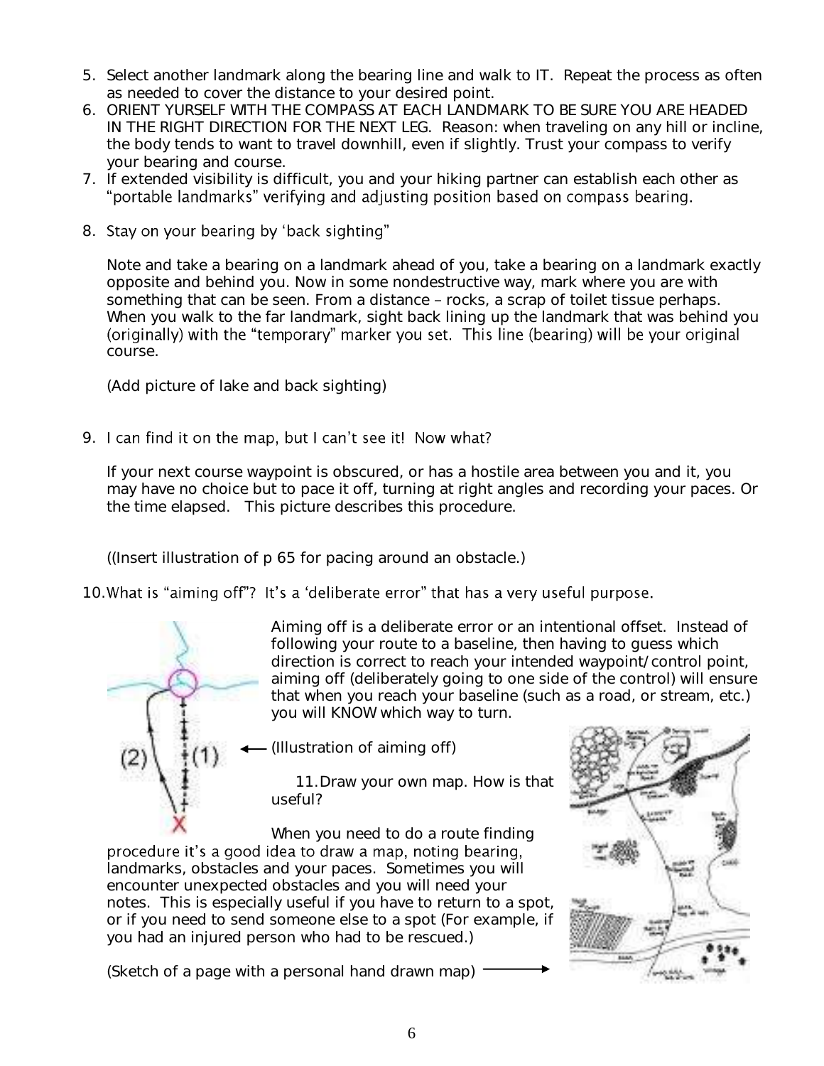5. Select another landmark along the bearing line and walk to IT. Repeat the process as often as needed to cover the distance to your desired point.
6. ORIENT YURSELF WITH THE COMPASS AT EACH LANDMARK TO BE SURE YOU ARE HEADED IN THE RIGHT DIRECTION FOR THE NEXT LEG. Reason: when traveling on any hill or incline, the body tends to want to travel downhill, even if slightly. Trust your compass to verify your bearing and course.
7. If extended visibility is difficult, you and your hiking partner can establish each other as "portable landmarks" verifying and adjusting position based on compass bearing.
8. Stay on your bearing by 'back sighting"

   Note and take a bearing on a landmark ahead of you, take a bearing on a landmark exactly opposite and behind you. Now in some nondestructive way, mark where you are with something that can be seen. From a distance – rocks, a scrap of toilet tissue perhaps. When you walk to the far landmark, sight back lining up the landmark that was behind you (originally) with the "temporary" marker you set. This line (bearing) will be your original course.

   (Add picture of lake and back sighting)

9. I can find it on the map, but I can't see it! Now what?

   If your next course waypoint is obscured, or has a hostile area between you and it, you may have no choice but to pace it off, turning at right angles and recording your paces. Or the time elapsed. This picture describes this procedure.

   ((Insert illustration of p 65 for pacing around an obstacle.)

10. What is "aiming off"? It's a 'deliberate error" that has a very useful purpose.

    Aiming off is a deliberate error or an intentional offset. Instead of following your route to a baseline, then having to guess which direction is correct to reach your intended waypoint/control point, aiming off (deliberately going to one side of the control) will ensure that when you reach your baseline (such as a road, or stream, etc.) you will KNOW which way to turn.

    (2) (1)

    (Illustration of aiming off)

11. Draw your own map. How is that useful?

    When you need to do a route finding procedure it's a good idea to draw a map, noting bearing, landmarks, obstacles and your paces. Sometimes you will encounter unexpected obstacles and you will need your notes. This is especially useful if you have to return to a spot, or if you need to send someone else to a spot (For example, if you had an injured person who had to be rescued.)

    (Sketch of a page with a personal hand drawn map)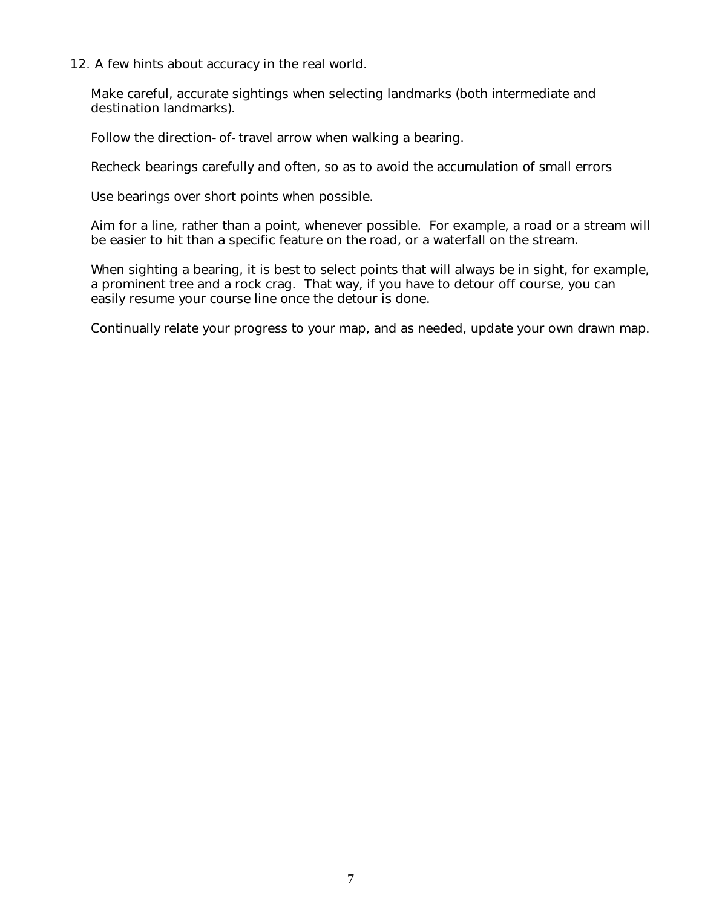12. A few hints about accuracy in the real world.

    Make careful, accurate sightings when selecting landmarks (both intermediate and destination landmarks).

    Follow the direction-of-travel arrow when walking a bearing.

    Recheck bearings carefully and often, so as to avoid the accumulation of small errors

    Use bearings over short points when possible.

    Aim for a line, rather than a point, whenever possible. For example, a road or a stream will be easier to hit than a specific feature on the road, or a waterfall on the stream.

    When sighting a bearing, it is best to select points that will always be in sight, for example, a prominent tree and a rock crag. That way, if you have to detour off course, you can easily resume your course line once the detour is done.

    Continually relate your progress to your map, and as needed, update your own drawn map.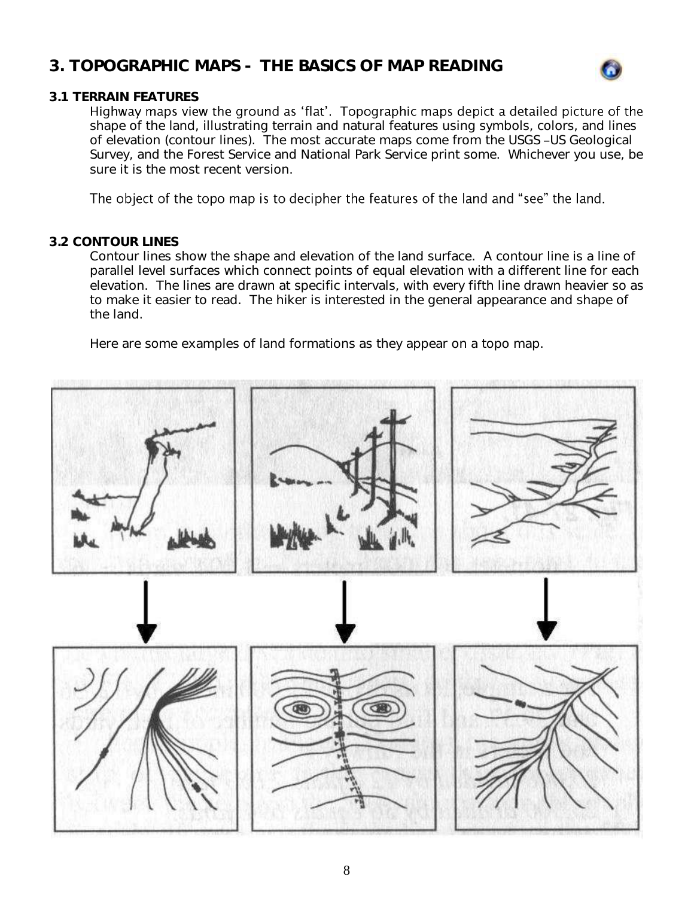## 3. TOPOGRAPHIC MAPS - THE BASICS OF MAP READING

### 3.1 TERRAIN FEATURES

Highway maps view the ground as 'flat'. Topographic maps depict a detailed picture of the shape of the land, illustrating terrain and natural features using symbols, colors, and lines of elevation (contour lines). The most accurate maps come from the USGS –US Geological Survey, and the Forest Service and National Park Service print some. Whichever you use, be sure it is the most recent version.

The object of the topo map is to decipher the features of the land and "see" the land.

### 3.2 CONTOUR LINES

Contour lines show the shape and elevation of the land surface. A contour line is a line of parallel level surfaces which connect points of equal elevation with a different line for each elevation. The lines are drawn at specific intervals, with every fifth line drawn heavier so as to make it easier to read. The hiker is interested in the general appearance and shape of the land.

Here are some examples of land formations as they appear on a topo map.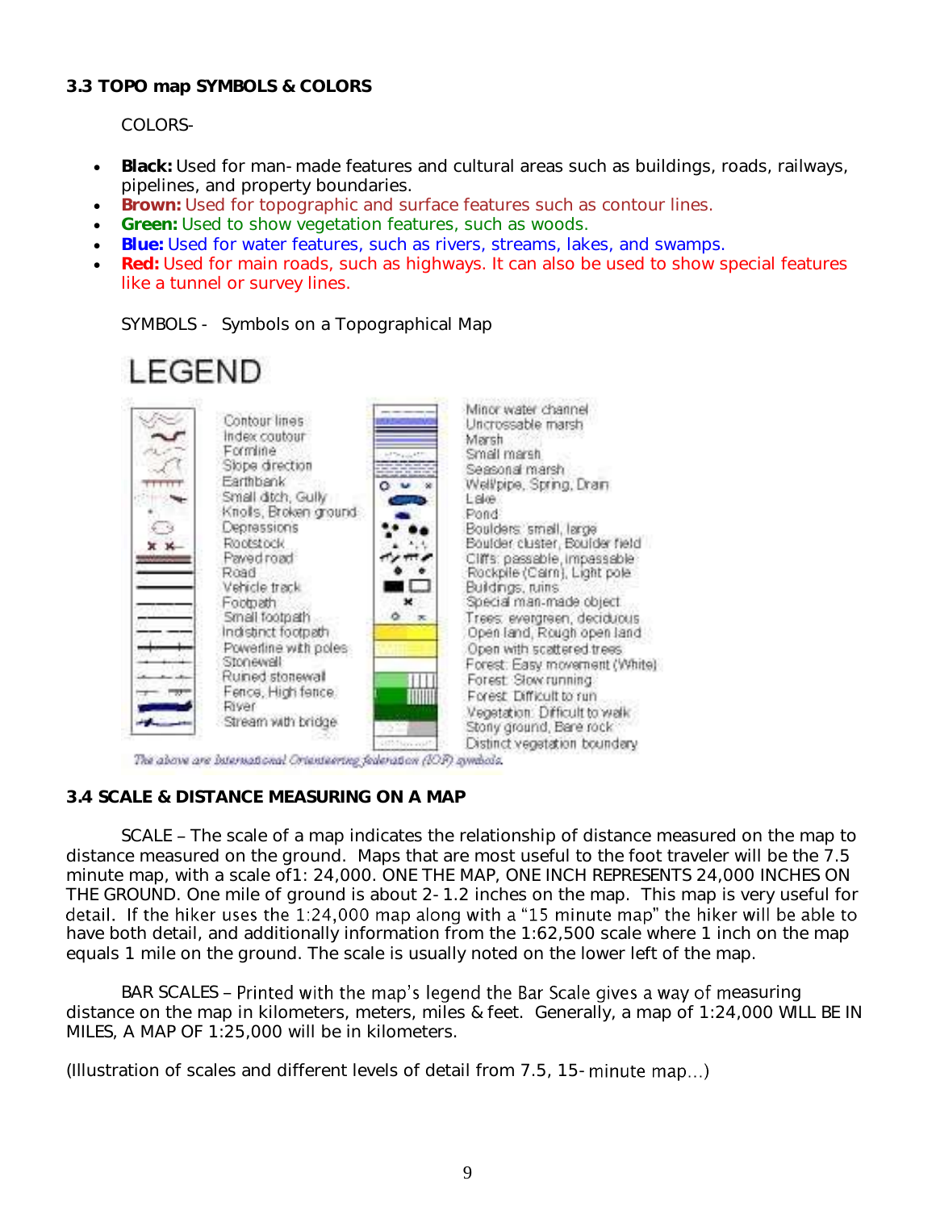### 3.3 TOPO map SYMBOLS & COLORS

COLORS-

- **Black:** Used for man-made features and cultural areas such as buildings, roads, railways, pipelines, and property boundaries.
- **Brown:** Used for topographic and surface features such as contour lines.
- **Green:** Used to show vegetation features, such as woods.
- **Blue:** Used for water features, such as rivers, streams, lakes, and swamps.
- **Red:** Used for main roads, such as highways. It can also be used to show special features like a tunnel or survey lines.

SYMBOLS - Symbols on a Topographical Map

LEGEND

| | |
|---|---|
| Contour lines | Minor water channel |
| Index coutour | Uncrossable marsh |
| Formline | Marsh |
| Slope direction | Small marsh |
| Earthbank | Seasonal marsh |
| Small ditch, Gully | Well/pipe, Spring, Drain |
| Knolls, Broken ground | Lake |
| Depressions | Pond |
| Rootstock | Boulders: small, large |
| Paved road | Boulder cluster, Boulder field |
| Road | Cliffs: passable, impassable |
| Vehicle track | Rockpile (Cairn), Light pole |
| Footpath | Buildings, ruins |
| Small footpath | Special man-made object |
| Indistinct footpath | Trees: evergreen, deciduous |
| Powerline with poles | Open land, Rough open land |
| Stonewall | Open with scattered trees |
| Ruined stonewall | Forest: Easy movement (White) |
| Fence, High fence | Forest: Slow running |
| River | Forest: Difficult to run |
| Stream with bridge | Vegetation: Difficult to walk |
| | Stony ground, Bare rock |
| | Distinct vegetation boundary |

*The above are International Orienteering federation (IOF) symbols.*

### 3.4 SCALE & DISTANCE MEASURING ON A MAP

SCALE – The scale of a map indicates the relationship of distance measured on the map to distance measured on the ground. Maps that are most useful to the foot traveler will be the 7.5 minute map, with a scale of1: 24,000. ONE THE MAP, ONE INCH REPRESENTS 24,000 INCHES ON THE GROUND. One mile of ground is about 2-1.2 inches on the map. This map is very useful for detail. If the hiker uses the 1:24,000 map along with a "15 minute map" the hiker will be able to have both detail, and additionally information from the 1:62,500 scale where 1 inch on the map equals 1 mile on the ground. The scale is usually noted on the lower left of the map.

BAR SCALES – Printed with the map's legend the Bar Scale gives a way of measuring distance on the map in kilometers, meters, miles & feet. Generally, a map of 1:24,000 WILL BE IN MILES, A MAP OF 1:25,000 will be in kilometers.

(Illustration of scales and different levels of detail from 7.5, 15-minute map…)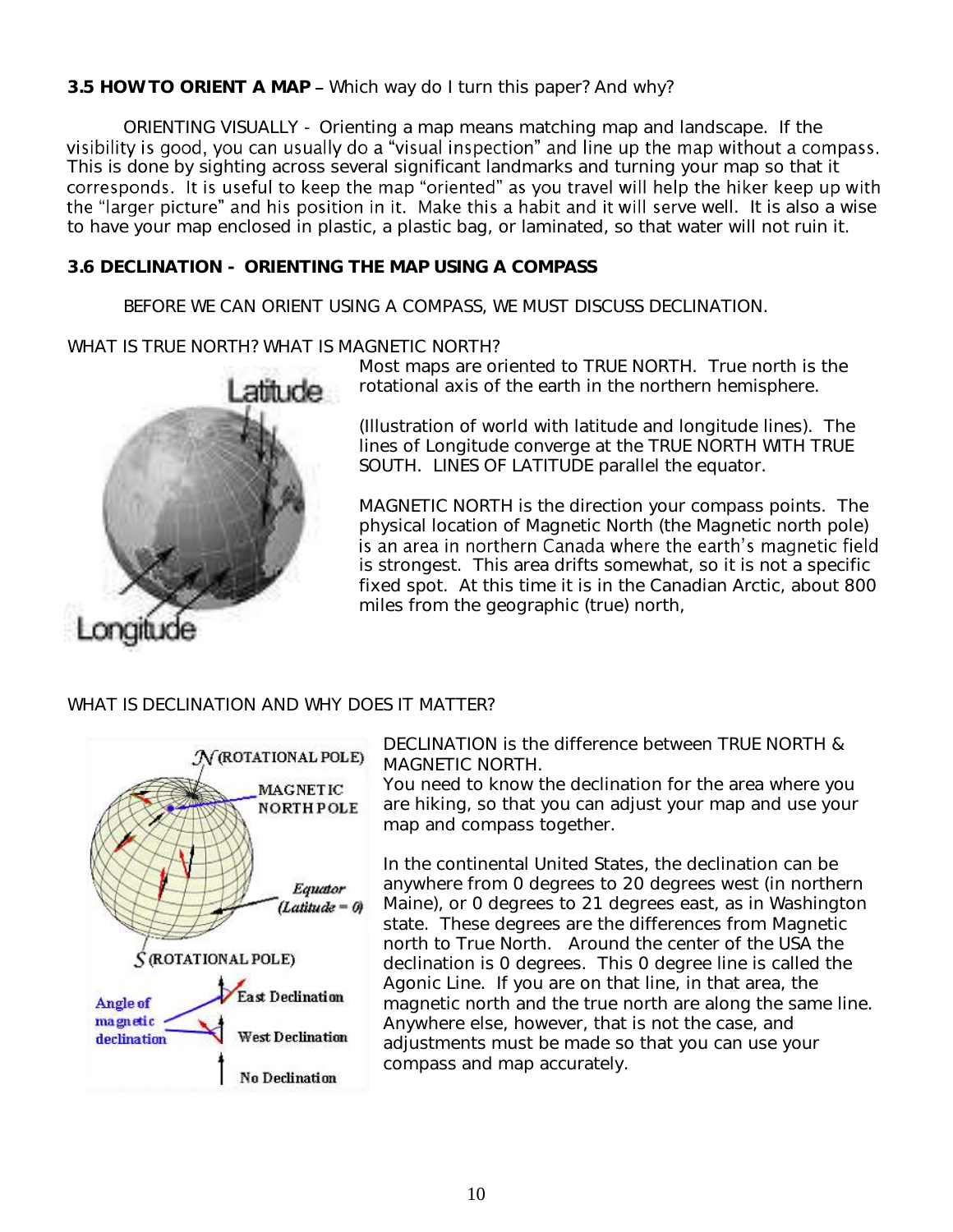**3.5 HOW TO ORIENT A MAP** – Which way do I turn this paper? And why?

ORIENTING VISUALLY - Orienting a map means matching map and landscape. If the visibility is good, you can usually do a "visual inspection" and line up the map without a compass. This is done by sighting across several significant landmarks and turning your map so that it corresponds. It is useful to keep the map "oriented" as you travel will help the hiker keep up with the "larger picture" and his position in it. Make this a habit and it will serve well. It is also a wise to have your map enclosed in plastic, a plastic bag, or laminated, so that water will not ruin it.

**3.6 DECLINATION - ORIENTING THE MAP USING A COMPASS**

BEFORE WE CAN ORIENT USING A COMPASS, WE MUST DISCUSS DECLINATION.

WHAT IS TRUE NORTH? WHAT IS MAGNETIC NORTH?

Latitude

Longitude

Most maps are oriented to TRUE NORTH. True north is the rotational axis of the earth in the northern hemisphere.

(Illustration of world with latitude and longitude lines). The lines of Longitude converge at the TRUE NORTH WITH TRUE SOUTH. LINES OF LATITUDE parallel the equator.

MAGNETIC NORTH is the direction your compass points. The physical location of Magnetic North (the Magnetic north pole) is an area in northern Canada where the earth's magnetic field is strongest. This area drifts somewhat, so it is not a specific fixed spot. At this time it is in the Canadian Arctic, about 800 miles from the geographic (true) north,

WHAT IS DECLINATION AND WHY DOES IT MATTER?

N (ROTATIONAL POLE)

MAGNETIC NORTH POLE

Equator (Latitude = 0)

S (ROTATIONAL POLE)

Angle of magnetic declination

East Declination

West Declination

No Declination

DECLINATION is the difference between TRUE NORTH & MAGNETIC NORTH.
You need to know the declination for the area where you are hiking, so that you can adjust your map and use your map and compass together.

In the continental United States, the declination can be anywhere from 0 degrees to 20 degrees west (in northern Maine), or 0 degrees to 21 degrees east, as in Washington state. These degrees are the differences from Magnetic north to True North. Around the center of the USA the declination is 0 degrees. This 0 degree line is called the Agonic Line. If you are on that line, in that area, the magnetic north and the true north are along the same line. Anywhere else, however, that is not the case, and adjustments must be made so that you can use your compass and map accurately.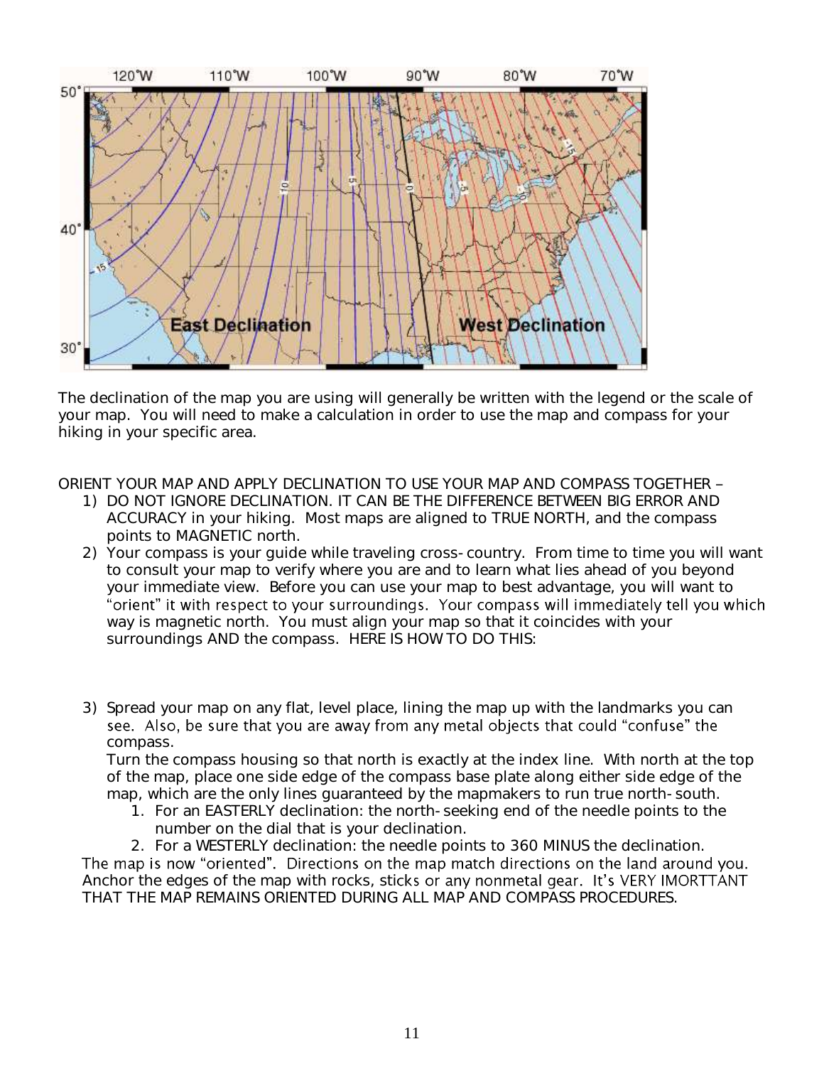120°W 110°W 100°W 90°W 80°W 70°W

50°

40°

30°

-15

10

5

0

-5

-10

-15

East Declination

West Declination

The declination of the map you are using will generally be written with the legend or the scale of your map. You will need to make a calculation in order to use the map and compass for your hiking in your specific area.

ORIENT YOUR MAP AND APPLY DECLINATION TO USE YOUR MAP AND COMPASS TOGETHER –

1) DO NOT IGNORE DECLINATION. IT CAN BE THE DIFFERENCE BETWEEN BIG ERROR AND ACCURACY in your hiking. Most maps are aligned to TRUE NORTH, and the compass points to MAGNETIC north.
2) Your compass is your guide while traveling cross-country. From time to time you will want to consult your map to verify where you are and to learn what lies ahead of you beyond your immediate view. Before you can use your map to best advantage, you will want to "orient" it with respect to your surroundings. Your compass will immediately tell you which way is magnetic north. You must align your map so that it coincides with your surroundings AND the compass. HERE IS HOW TO DO THIS:
3) Spread your map on any flat, level place, lining the map up with the landmarks you can see. Also, be sure that you are away from any metal objects that could "confuse" the compass.
   Turn the compass housing so that north is exactly at the index line. With north at the top of the map, place one side edge of the compass base plate along either side edge of the map, which are the only lines guaranteed by the mapmakers to run true north-south.
   1. For an EASTERLY declination: the north-seeking end of the needle points to the number on the dial that is your declination.
   2. For a WESTERLY declination: the needle points to 360 MINUS the declination.

The map is now "oriented". Directions on the map match directions on the land around you. Anchor the edges of the map with rocks, sticks or any nonmetal gear. It's VERY IMORTTANT THAT THE MAP REMAINS ORIENTED DURING ALL MAP AND COMPASS PROCEDURES.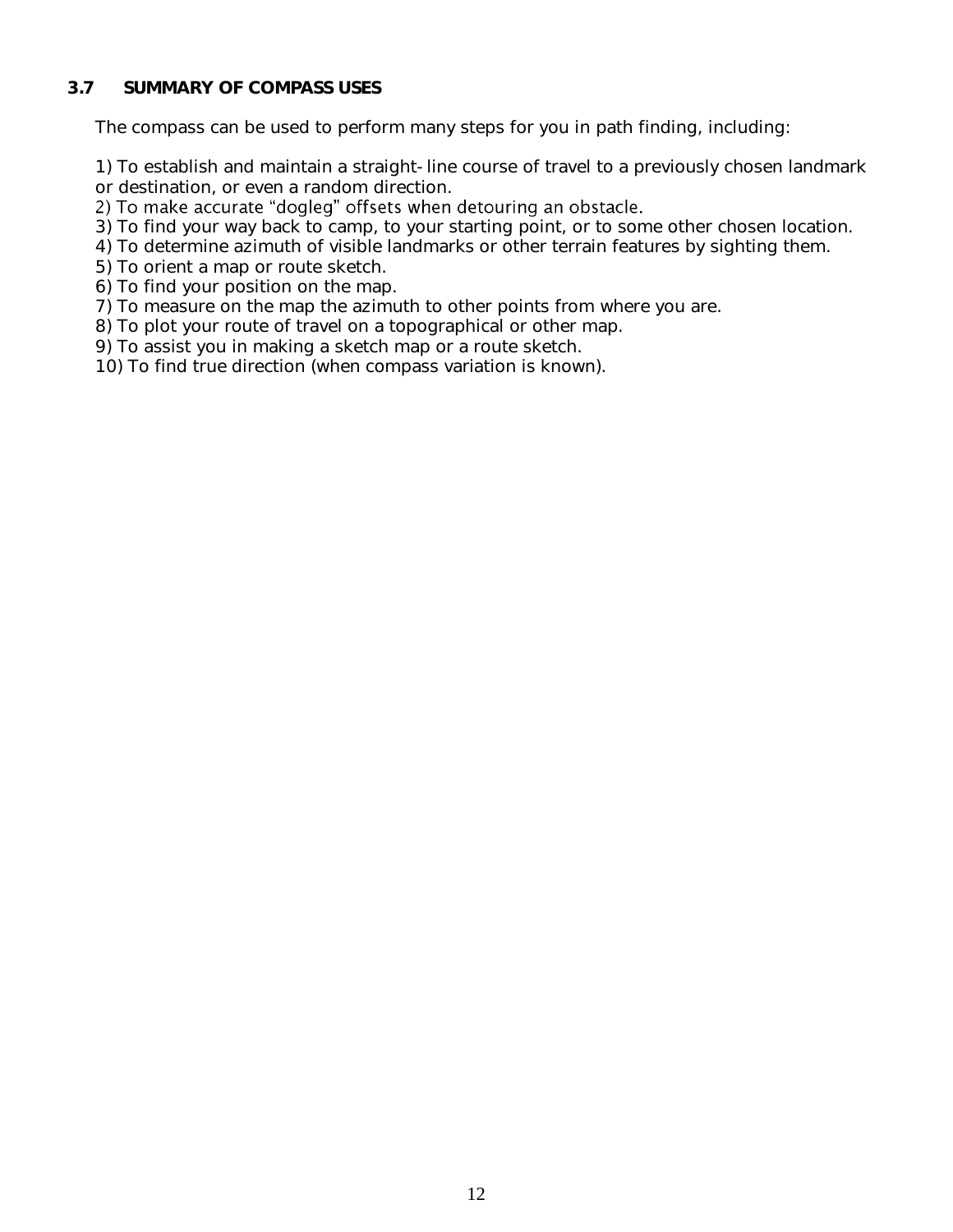## 3.7 SUMMARY OF COMPASS USES

The compass can be used to perform many steps for you in path finding, including:

1) To establish and maintain a straight-line course of travel to a previously chosen landmark or destination, or even a random direction.
2) To make accurate "dogleg" offsets when detouring an obstacle.
3) To find your way back to camp, to your starting point, or to some other chosen location.
4) To determine azimuth of visible landmarks or other terrain features by sighting them.
5) To orient a map or route sketch.
6) To find your position on the map.
7) To measure on the map the azimuth to other points from where you are.
8) To plot your route of travel on a topographical or other map.
9) To assist you in making a sketch map or a route sketch.
10) To find true direction (when compass variation is known).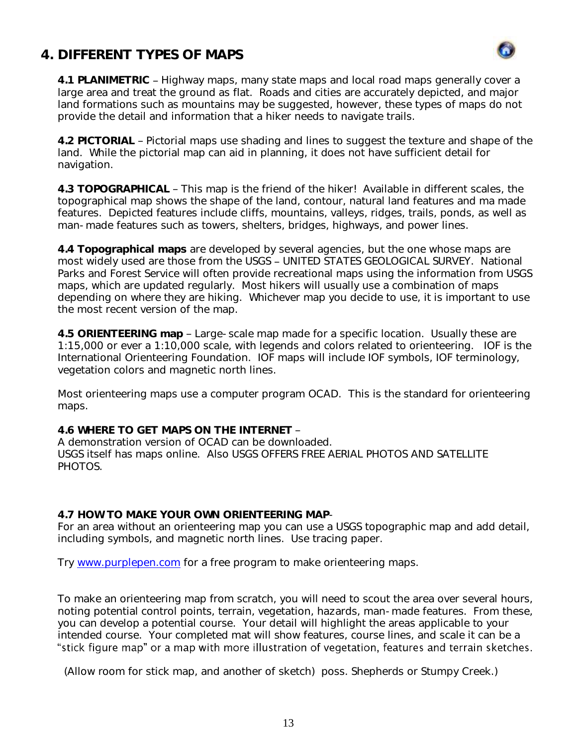## 4. DIFFERENT TYPES OF MAPS

**4.1 PLANIMETRIC** – Highway maps, many state maps and local road maps generally cover a large area and treat the ground as flat. Roads and cities are accurately depicted, and major land formations such as mountains may be suggested, however, these types of maps do not provide the detail and information that a hiker needs to navigate trails.

**4.2 PICTORIAL** – Pictorial maps use shading and lines to suggest the texture and shape of the land. While the pictorial map can aid in planning, it does not have sufficient detail for navigation.

**4.3 TOPOGRAPHICAL** – This map is the friend of the hiker! Available in different scales, the topographical map shows the shape of the land, contour, natural land features and ma made features. Depicted features include cliffs, mountains, valleys, ridges, trails, ponds, as well as man-made features such as towers, shelters, bridges, highways, and power lines.

**4.4 Topographical maps** are developed by several agencies, but the one whose maps are most widely used are those from the USGS – UNITED STATES GEOLOGICAL SURVEY. National Parks and Forest Service will often provide recreational maps using the information from USGS maps, which are updated regularly. Most hikers will usually use a combination of maps depending on where they are hiking. Whichever map you decide to use, it is important to use the most recent version of the map.

**4.5 ORIENTEERING map** – Large-scale map made for a specific location. Usually these are 1:15,000 or ever a 1:10,000 scale, with legends and colors related to orienteering. IOF is the International Orienteering Foundation. IOF maps will include IOF symbols, IOF terminology, vegetation colors and magnetic north lines.

Most orienteering maps use a computer program OCAD. This is the standard for orienteering maps.

**4.6 WHERE TO GET MAPS ON THE INTERNET** –
A demonstration version of OCAD can be downloaded.
USGS itself has maps online. Also USGS OFFERS FREE AERIAL PHOTOS AND SATELLITE PHOTOS.

**4.7 HOW TO MAKE YOUR OWN ORIENTEERING MAP**-
For an area without an orienteering map you can use a USGS topographic map and add detail, including symbols, and magnetic north lines. Use tracing paper.

Try [www.purplepen.com](http://www.purplepen.com) for a free program to make orienteering maps.

To make an orienteering map from scratch, you will need to scout the area over several hours, noting potential control points, terrain, vegetation, hazards, man-made features. From these, you can develop a potential course. Your detail will highlight the areas applicable to your intended course. Your completed mat will show features, course lines, and scale it can be a "stick figure map" or a map with more illustration of vegetation, features and terrain sketches.

(Allow room for stick map, and another of sketch) poss. Shepherds or Stumpy Creek.)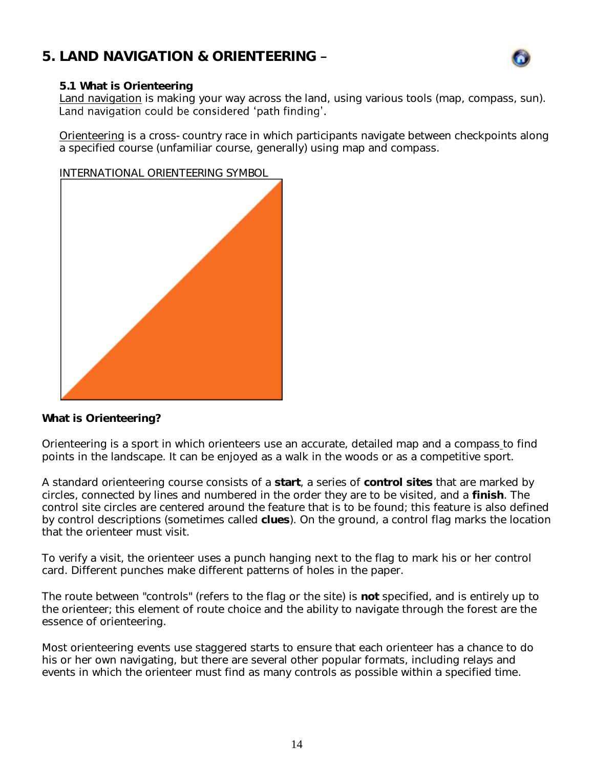# 5. LAND NAVIGATION & ORIENTEERING –

### 5.1 What is Orienteering

Land navigation is making your way across the land, using various tools (map, compass, sun). Land navigation could be considered 'path finding'.

Orienteering is a cross-country race in which participants navigate between checkpoints along a specified course (unfamiliar course, generally) using map and compass.

INTERNATIONAL ORIENTEERING SYMBOL

**What is Orienteering?**

Orienteering is a sport in which orienteers use an accurate, detailed map and a compass to find points in the landscape. It can be enjoyed as a walk in the woods or as a competitive sport.

A standard orienteering course consists of a **start**, a series of **control sites** that are marked by circles, connected by lines and numbered in the order they are to be visited, and a **finish**. The control site circles are centered around the feature that is to be found; this feature is also defined by control descriptions (sometimes called **clues**). On the ground, a control flag marks the location that the orienteer must visit.

To verify a visit, the orienteer uses a punch hanging next to the flag to mark his or her control card. Different punches make different patterns of holes in the paper.

The route between "controls" (refers to the flag or the site) is **not** specified, and is entirely up to the orienteer; this element of route choice and the ability to navigate through the forest are the essence of orienteering.

Most orienteering events use staggered starts to ensure that each orienteer has a chance to do his or her own navigating, but there are several other popular formats, including relays and events in which the orienteer must find as many controls as possible within a specified time.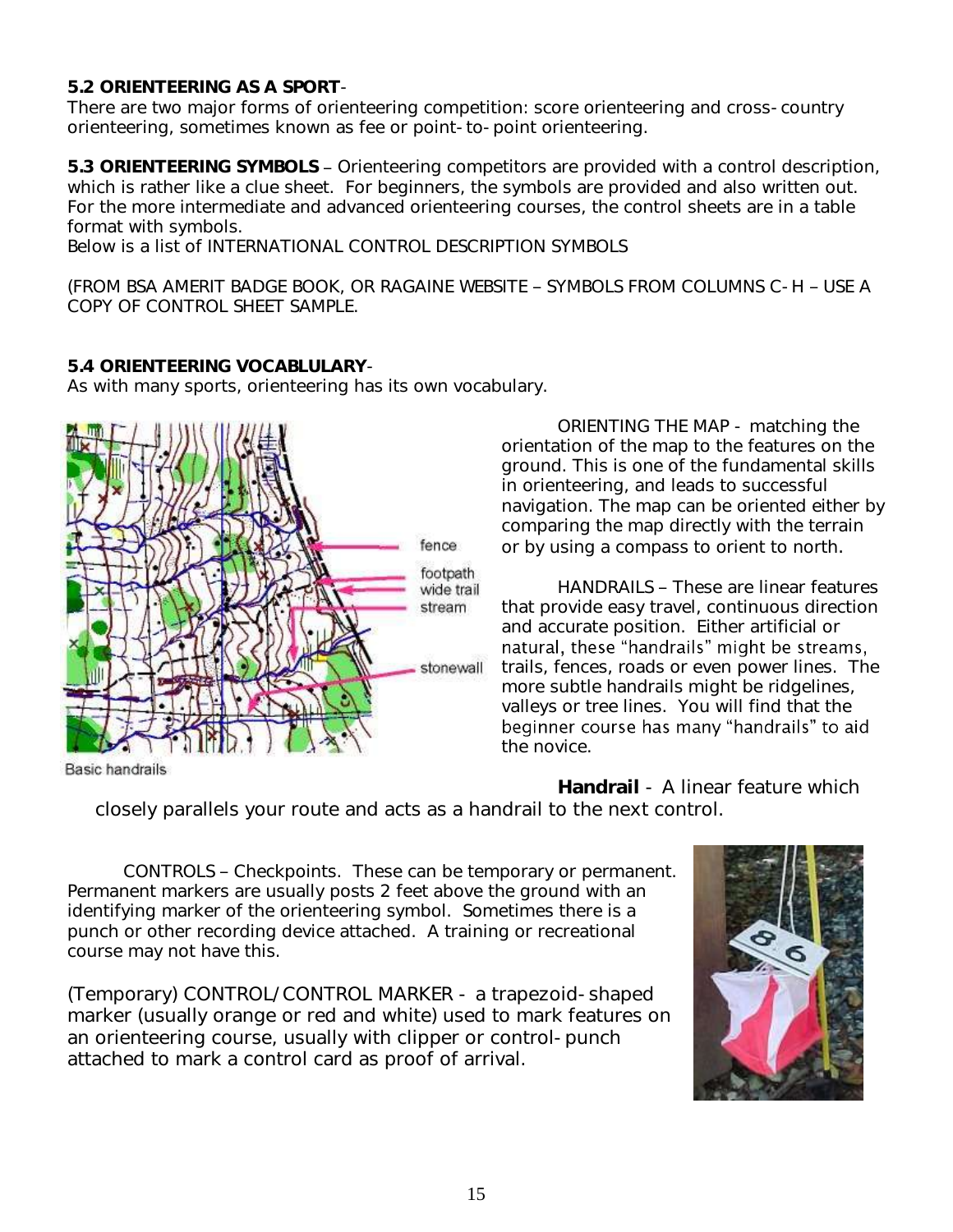**5.2 ORIENTEERING AS A SPORT**-
There are two major forms of orienteering competition: score orienteering and cross-country orienteering, sometimes known as fee or point-to-point orienteering.

**5.3 ORIENTEERING SYMBOLS** – Orienteering competitors are provided with a control description, which is rather like a clue sheet. For beginners, the symbols are provided and also written out. For the more intermediate and advanced orienteering courses, the control sheets are in a table format with symbols.
Below is a list of INTERNATIONAL CONTROL DESCRIPTION SYMBOLS

(FROM BSA AMERIT BADGE BOOK, OR RAGAINE WEBSITE – SYMBOLS FROM COLUMNS C-H – USE A COPY OF CONTROL SHEET SAMPLE.

**5.4 ORIENTEERING VOCABLULARY**-
As with many sports, orienteering has its own vocabulary.

fence
footpath
wide trail
stream
stonewall

Basic handrails

ORIENTING THE MAP - matching the orientation of the map to the features on the ground. This is one of the fundamental skills in orienteering, and leads to successful navigation. The map can be oriented either by comparing the map directly with the terrain or by using a compass to orient to north.

HANDRAILS – These are linear features that provide easy travel, continuous direction and accurate position. Either artificial or natural, these "handrails" might be streams, trails, fences, roads or even power lines. The more subtle handrails might be ridgelines, valleys or tree lines. You will find that the beginner course has many "handrails" to aid the novice.

**Handrail** - A linear feature which closely parallels your route and acts as a handrail to the next control.

CONTROLS – Checkpoints. These can be temporary or permanent. Permanent markers are usually posts 2 feet above the ground with an identifying marker of the orienteering symbol. Sometimes there is a punch or other recording device attached. A training or recreational course may not have this.

(Temporary) CONTROL/CONTROL MARKER - a trapezoid-shaped marker (usually orange or red and white) used to mark features on an orienteering course, usually with clipper or control-punch attached to mark a control card as proof of arrival.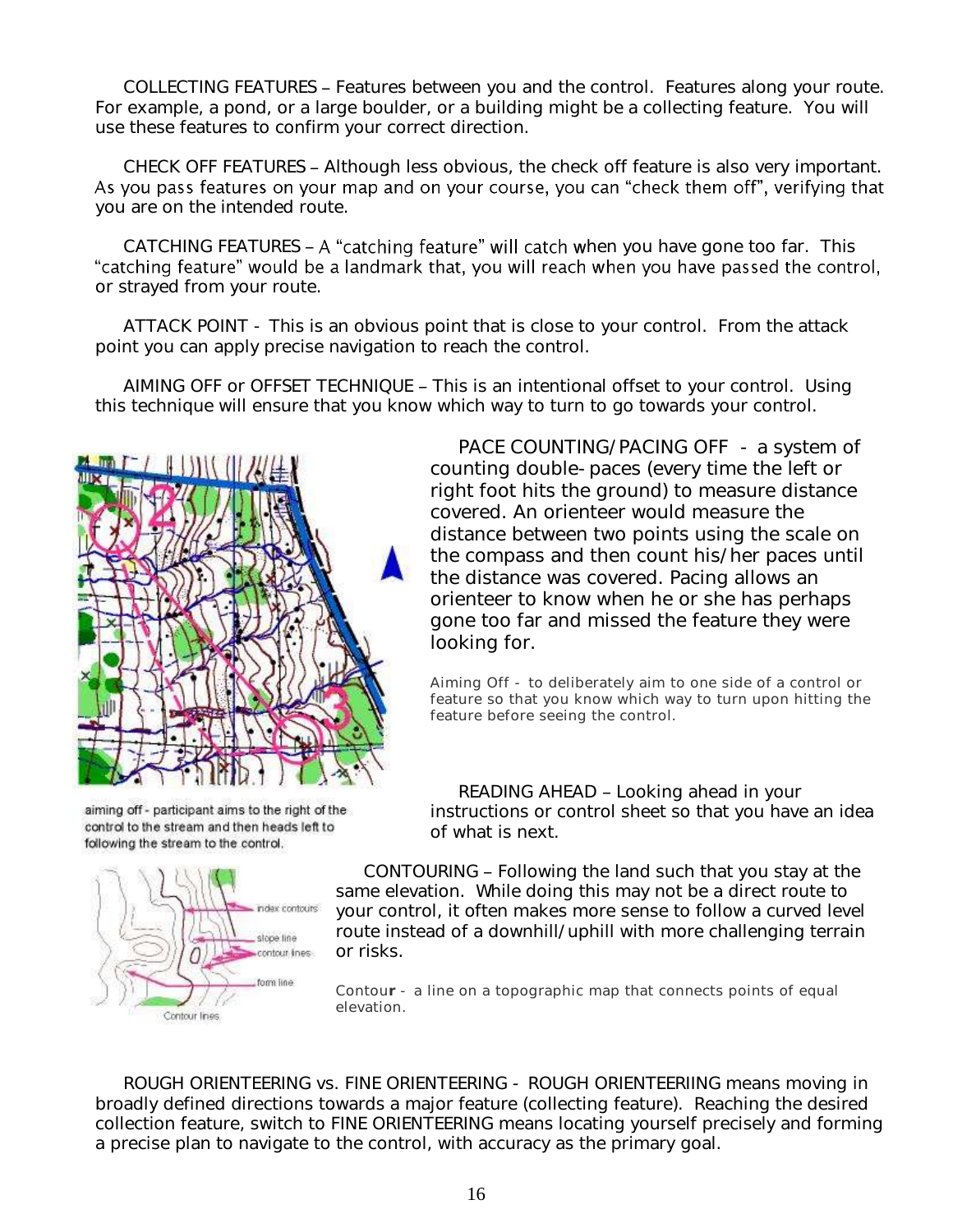COLLECTING FEATURES – Features between you and the control. Features along your route. For example, a pond, or a large boulder, or a building might be a collecting feature. You will use these features to confirm your correct direction.

CHECK OFF FEATURES – Although less obvious, the check off feature is also very important. As you pass features on your map and on your course, you can "check them off", verifying that you are on the intended route.

CATCHING FEATURES – A "catching feature" will catch when you have gone too far. This "catching feature" would be a landmark that, you will reach when you have passed the control, or strayed from your route.

ATTACK POINT - This is an obvious point that is close to your control. From the attack point you can apply precise navigation to reach the control.

AIMING OFF or OFFSET TECHNIQUE – This is an intentional offset to your control. Using this technique will ensure that you know which way to turn to go towards your control.

PACE COUNTING/PACING OFF - a system of counting double-paces (every time the left or right foot hits the ground) to measure distance covered. An orienteer would measure the distance between two points using the scale on the compass and then count his/her paces until the distance was covered. Pacing allows an orienteer to know when he or she has perhaps gone too far and missed the feature they were looking for.

Aiming Off - to deliberately aim to one side of a control or feature so that you know which way to turn upon hitting the feature before seeing the control.

aiming off - participant aims to the right of the control to the stream and then heads left to following the stream to the control.

READING AHEAD – Looking ahead in your instructions or control sheet so that you have an idea of what is next.

CONTOURING – Following the land such that you stay at the same elevation. While doing this may not be a direct route to your control, it often makes more sense to follow a curved level route instead of a downhill/uphill with more challenging terrain or risks.

index contours
slope line
contour lines
form line
Contour lines

Contour - a line on a topographic map that connects points of equal elevation.

ROUGH ORIENTEERING vs. FINE ORIENTEERING - ROUGH ORIENTEERIING means moving in broadly defined directions towards a major feature (collecting feature). Reaching the desired collection feature, switch to FINE ORIENTEERING means locating yourself precisely and forming a precise plan to navigate to the control, with accuracy as the primary goal.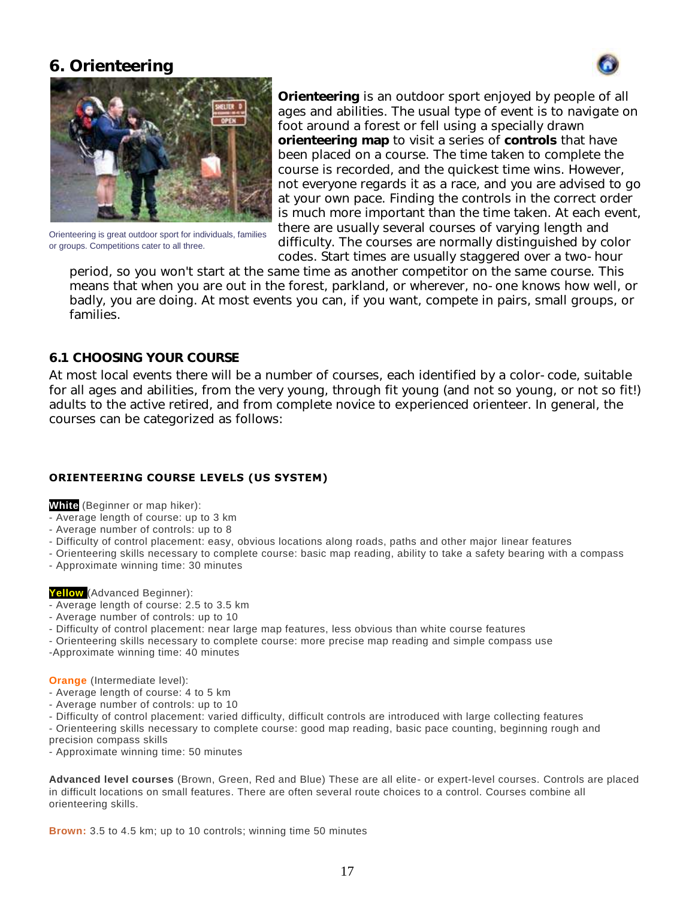## 6. Orienteering

Orienteering is great outdoor sport for individuals, families or groups. Competitions cater to all three.

**Orienteering** is an outdoor sport enjoyed by people of all ages and abilities. The usual type of event is to navigate on foot around a forest or fell using a specially drawn **orienteering map** to visit a series of **controls** that have been placed on a course. The time taken to complete the course is recorded, and the quickest time wins. However, not everyone regards it as a race, and you are advised to go at your own pace. Finding the controls in the correct order is much more important than the time taken. At each event, there are usually several courses of varying length and difficulty. The courses are normally distinguished by color codes. Start times are usually staggered over a two- hour period, so you won't start at the same time as another competitor on the same course. This means that when you are out in the forest, parkland, or wherever, no- one knows how well, or badly, you are doing. At most events you can, if you want, compete in pairs, small groups, or families.

### 6.1 CHOOSING YOUR COURSE

At most local events there will be a number of courses, each identified by a color- code, suitable for all ages and abilities, from the very young, through fit young (and not so young, or not so fit!) adults to the active retired, and from complete novice to experienced orienteer. In general, the courses can be categorized as follows:

#### ORIENTEERING COURSE LEVELS (US SYSTEM)

**White** (Beginner or map hiker):
- Average length of course: up to 3 km
- Average number of controls: up to 8
- Difficulty of control placement: easy, obvious locations along roads, paths and other major linear features
- Orienteering skills necessary to complete course: basic map reading, ability to take a safety bearing with a compass
- Approximate winning time: 30 minutes

**Yellow** (Advanced Beginner):
- Average length of course: 2.5 to 3.5 km
- Average number of controls: up to 10
- Difficulty of control placement: near large map features, less obvious than white course features
- Orienteering skills necessary to complete course: more precise map reading and simple compass use
- Approximate winning time: 40 minutes

**Orange** (Intermediate level):
- Average length of course: 4 to 5 km
- Average number of controls: up to 10
- Difficulty of control placement: varied difficulty, difficult controls are introduced with large collecting features
- Orienteering skills necessary to complete course: good map reading, basic pace counting, beginning rough and precision compass skills
- Approximate winning time: 50 minutes

**Advanced level courses** (Brown, Green, Red and Blue) These are all elite- or expert-level courses. Controls are placed in difficult locations on small features. There are often several route choices to a control. Courses combine all orienteering skills.

**Brown:** 3.5 to 4.5 km; up to 10 controls; winning time 50 minutes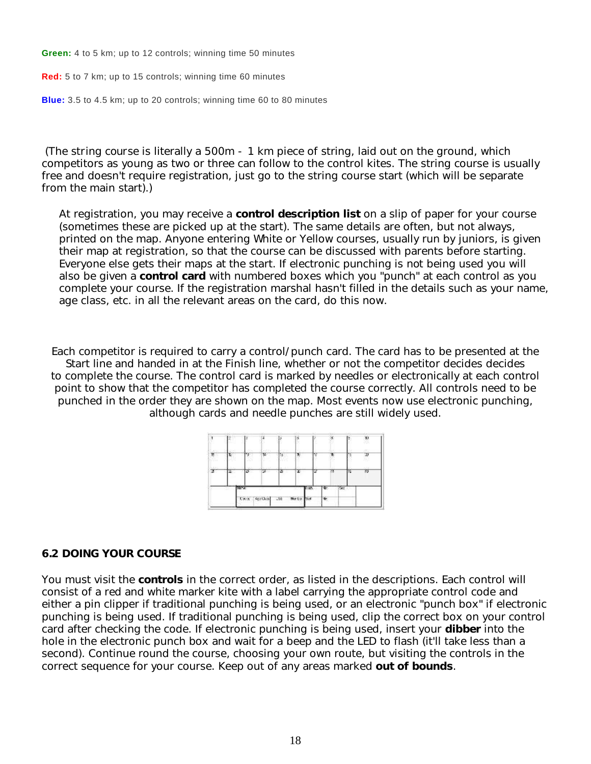**Green:** 4 to 5 km; up to 12 controls; winning time 50 minutes

**Red:** 5 to 7 km; up to 15 controls; winning time 60 minutes

**Blue:** 3.5 to 4.5 km; up to 20 controls; winning time 60 to 80 minutes

(The string course is literally a 500m - 1 km piece of string, laid out on the ground, which competitors as young as two or three can follow to the control kites. The string course is usually free and doesn't require registration, just go to the string course start (which will be separate from the main start).)

At registration, you may receive a **control description list** on a slip of paper for your course (sometimes these are picked up at the start). The same details are often, but not always, printed on the map. Anyone entering White or Yellow courses, usually run by juniors, is given their map at registration, so that the course can be discussed with parents before starting. Everyone else gets their maps at the start. If electronic punching is not being used you will also be given a **control card** with numbered boxes which you "punch" at each control as you complete your course. If the registration marshal hasn't filled in the details such as your name, age class, etc. in all the relevant areas on the card, do this now.

Each competitor is required to carry a control/punch card. The card has to be presented at the Start line and handed in at the Finish line, whether or not the competitor decides decides to complete the course. The control card is marked by needles or electronically at each control point to show that the competitor has completed the course correctly. All controls need to be punched in the order they are shown on the map. Most events now use electronic punching, although cards and needle punches are still widely used.

## 6.2 DOING YOUR COURSE

You must visit the **controls** in the correct order, as listed in the descriptions. Each control will consist of a red and white marker kite with a label carrying the appropriate control code and either a pin clipper if traditional punching is being used, or an electronic "punch box" if electronic punching is being used. If traditional punching is being used, clip the correct box on your control card after checking the code. If electronic punching is being used, insert your **dibber** into the hole in the electronic punch box and wait for a beep and the LED to flash (it'll take less than a second). Continue round the course, choosing your own route, but visiting the controls in the correct sequence for your course. Keep out of any areas marked **out of bounds**.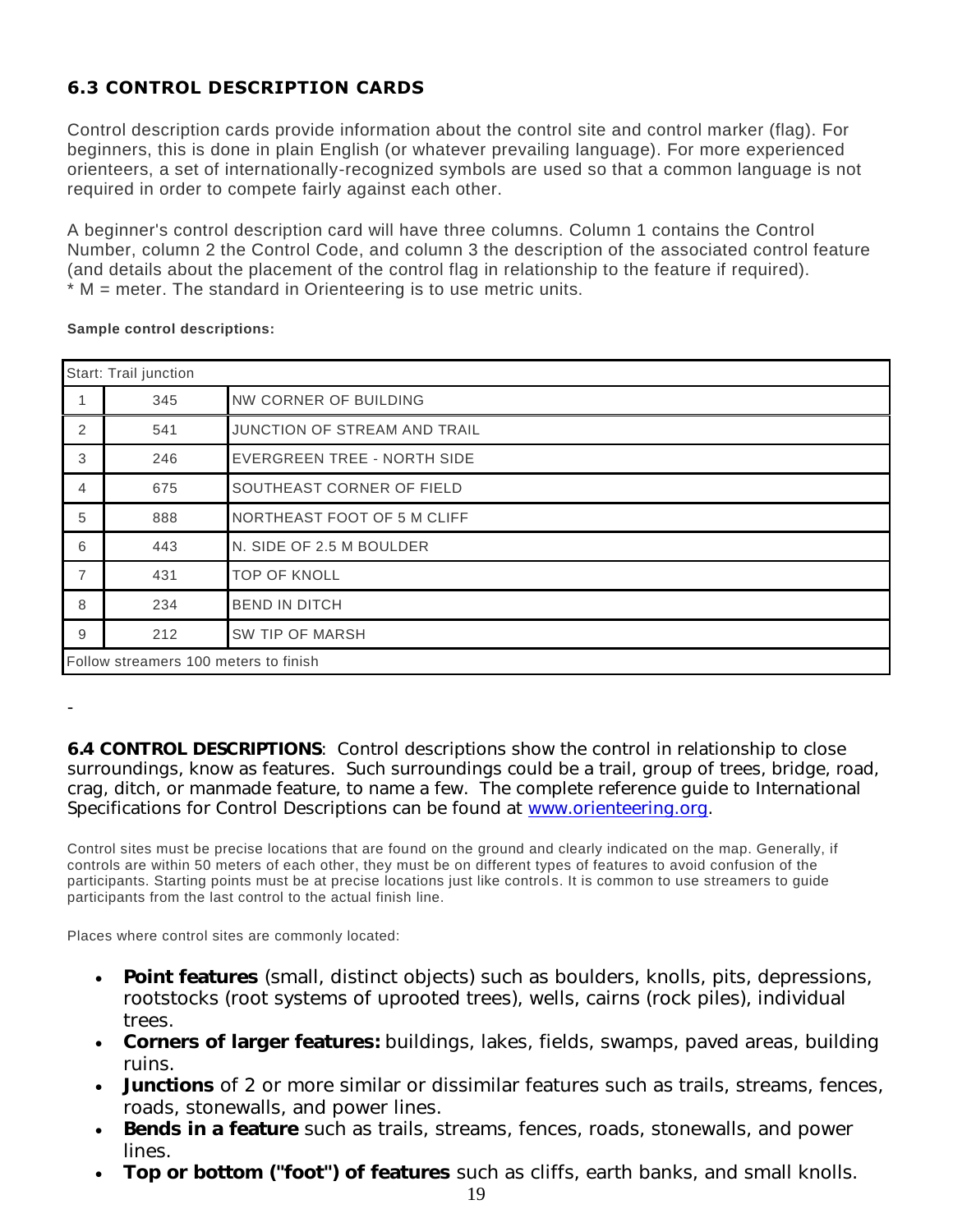### 6.3 CONTROL DESCRIPTION CARDS

Control description cards provide information about the control site and control marker (flag). For beginners, this is done in plain English (or whatever prevailing language). For more experienced orienteers, a set of internationally-recognized symbols are used so that a common language is not required in order to compete fairly against each other.

A beginner's control description card will have three columns. Column 1 contains the Control Number, column 2 the Control Code, and column 3 the description of the associated control feature (and details about the placement of the control flag in relationship to the feature if required).
* M = meter. The standard in Orienteering is to use metric units.

**Sample control descriptions:**

| | | |
|---|---|---|
| Start: Trail junction | | |
| 1 | 345 | NW CORNER OF BUILDING |
| 2 | 541 | JUNCTION OF STREAM AND TRAIL |
| 3 | 246 | EVERGREEN TREE - NORTH SIDE |
| 4 | 675 | SOUTHEAST CORNER OF FIELD |
| 5 | 888 | NORTHEAST FOOT OF 5 M CLIFF |
| 6 | 443 | N. SIDE OF 2.5 M BOULDER |
| 7 | 431 | TOP OF KNOLL |
| 8 | 234 | BEND IN DITCH |
| 9 | 212 | SW TIP OF MARSH |
| Follow streamers 100 meters to finish | | |

-

**6.4 CONTROL DESCRIPTIONS**: Control descriptions show the control in relationship to close surroundings, know as features. Such surroundings could be a trail, group of trees, bridge, road, crag, ditch, or manmade feature, to name a few. The complete reference guide to International Specifications for Control Descriptions can be found at www.orienteering.org.

Control sites must be precise locations that are found on the ground and clearly indicated on the map. Generally, if controls are within 50 meters of each other, they must be on different types of features to avoid confusion of the participants. Starting points must be at precise locations just like controls. It is common to use streamers to guide participants from the last control to the actual finish line.

Places where control sites are commonly located:

- **Point features** (small, distinct objects) such as boulders, knolls, pits, depressions, rootstocks (root systems of uprooted trees), wells, cairns (rock piles), individual trees.
- **Corners of larger features:** buildings, lakes, fields, swamps, paved areas, building ruins.
- **Junctions** of 2 or more similar or dissimilar features such as trails, streams, fences, roads, stonewalls, and power lines.
- **Bends in a feature** such as trails, streams, fences, roads, stonewalls, and power lines.
- **Top or bottom ("foot") of features** such as cliffs, earth banks, and small knolls.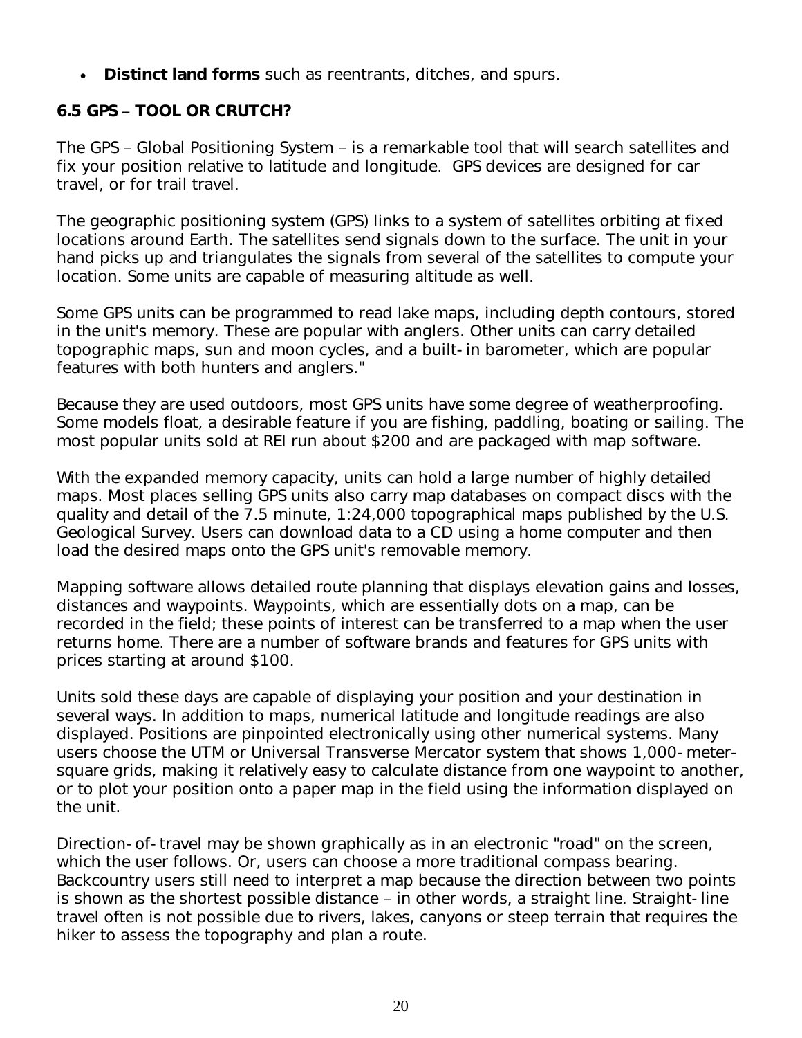- **Distinct land forms** such as reentrants, ditches, and spurs.

### 6.5 GPS – TOOL OR CRUTCH?

The GPS – Global Positioning System – is a remarkable tool that will search satellites and fix your position relative to latitude and longitude. GPS devices are designed for car travel, or for trail travel.

The geographic positioning system (GPS) links to a system of satellites orbiting at fixed locations around Earth. The satellites send signals down to the surface. The unit in your hand picks up and triangulates the signals from several of the satellites to compute your location. Some units are capable of measuring altitude as well.

Some GPS units can be programmed to read lake maps, including depth contours, stored in the unit's memory. These are popular with anglers. Other units can carry detailed topographic maps, sun and moon cycles, and a built-in barometer, which are popular features with both hunters and anglers."

Because they are used outdoors, most GPS units have some degree of weatherproofing. Some models float, a desirable feature if you are fishing, paddling, boating or sailing. The most popular units sold at REI run about $200 and are packaged with map software.

With the expanded memory capacity, units can hold a large number of highly detailed maps. Most places selling GPS units also carry map databases on compact discs with the quality and detail of the 7.5 minute, 1:24,000 topographical maps published by the U.S. Geological Survey. Users can download data to a CD using a home computer and then load the desired maps onto the GPS unit's removable memory.

Mapping software allows detailed route planning that displays elevation gains and losses, distances and waypoints. Waypoints, which are essentially dots on a map, can be recorded in the field; these points of interest can be transferred to a map when the user returns home. There are a number of software brands and features for GPS units with prices starting at around $100.

Units sold these days are capable of displaying your position and your destination in several ways. In addition to maps, numerical latitude and longitude readings are also displayed. Positions are pinpointed electronically using other numerical systems. Many users choose the UTM or Universal Transverse Mercator system that shows 1,000-meter-square grids, making it relatively easy to calculate distance from one waypoint to another, or to plot your position onto a paper map in the field using the information displayed on the unit.

Direction-of-travel may be shown graphically as in an electronic "road" on the screen, which the user follows. Or, users can choose a more traditional compass bearing. Backcountry users still need to interpret a map because the direction between two points is shown as the shortest possible distance – in other words, a straight line. Straight-line travel often is not possible due to rivers, lakes, canyons or steep terrain that requires the hiker to assess the topography and plan a route.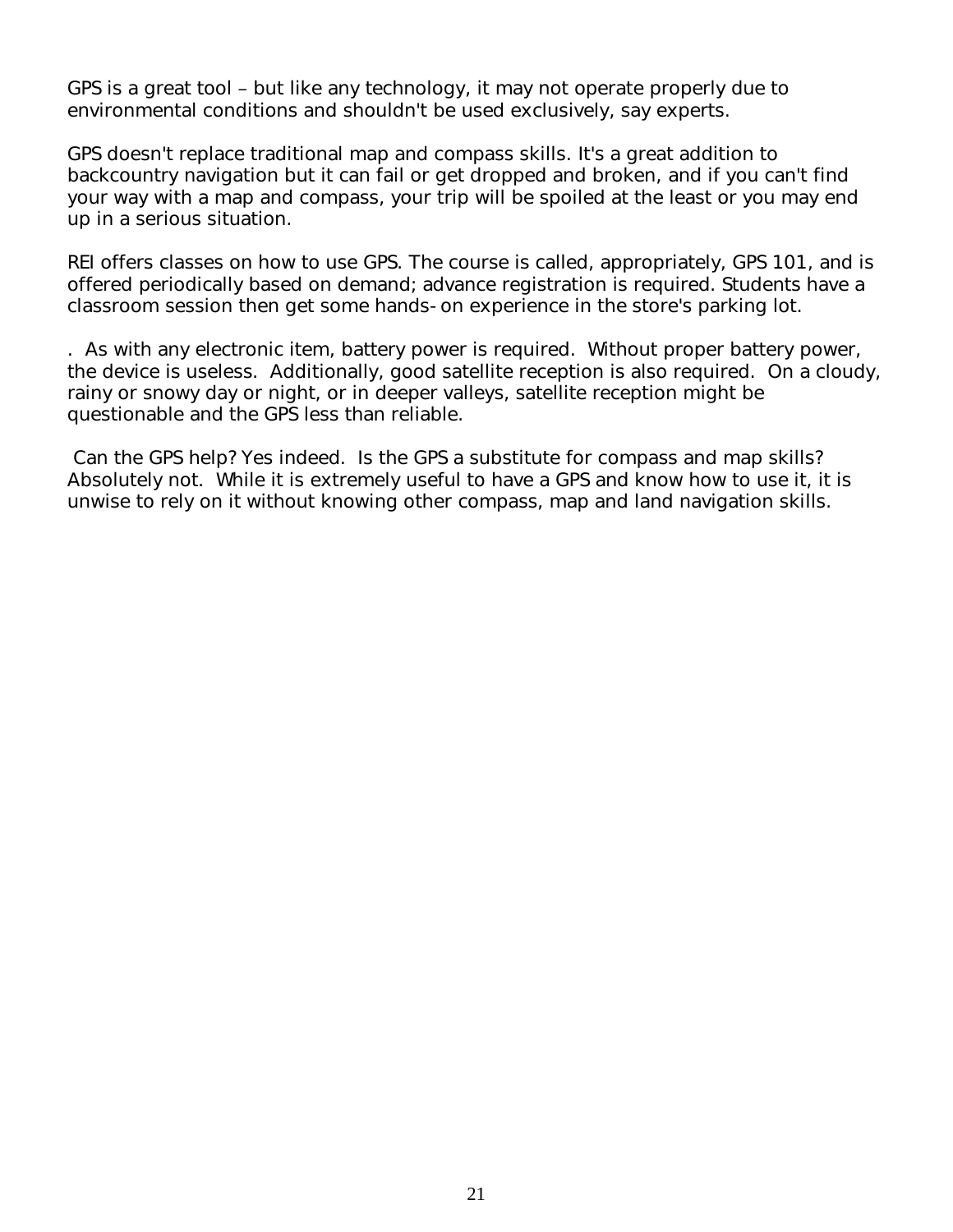GPS is a great tool – but like any technology, it may not operate properly due to environmental conditions and shouldn't be used exclusively, say experts.

GPS doesn't replace traditional map and compass skills. It's a great addition to backcountry navigation but it can fail or get dropped and broken, and if you can't find your way with a map and compass, your trip will be spoiled at the least or you may end up in a serious situation.

REI offers classes on how to use GPS. The course is called, appropriately, GPS 101, and is offered periodically based on demand; advance registration is required. Students have a classroom session then get some hands-on experience in the store's parking lot.

. As with any electronic item, battery power is required. Without proper battery power, the device is useless. Additionally, good satellite reception is also required. On a cloudy, rainy or snowy day or night, or in deeper valleys, satellite reception might be questionable and the GPS less than reliable.

Can the GPS help? Yes indeed. Is the GPS a substitute for compass and map skills? Absolutely not. While it is extremely useful to have a GPS and know how to use it, it is unwise to rely on it without knowing other compass, map and land navigation skills.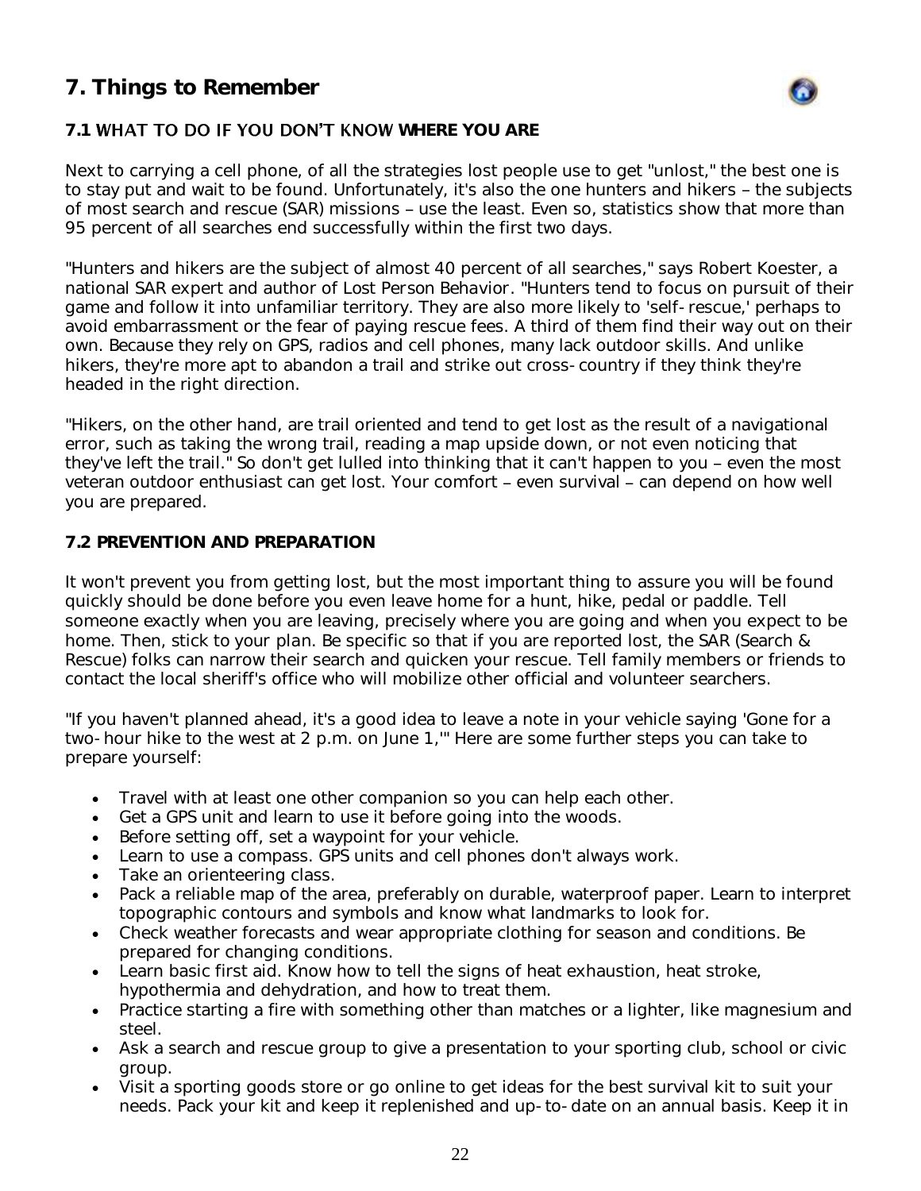# 7. Things to Remember

### 7.1 WHAT TO DO IF YOU DON'T KNOW WHERE YOU ARE

Next to carrying a cell phone, of all the strategies lost people use to get "unlost," the best one is to stay put and wait to be found. Unfortunately, it's also the one hunters and hikers – the subjects of most search and rescue (SAR) missions – use the least. Even so, statistics show that more than 95 percent of all searches end successfully within the first two days.

"Hunters and hikers are the subject of almost 40 percent of all searches," says Robert Koester, a national SAR expert and author of *Lost Person Behavior*. "Hunters tend to focus on pursuit of their game and follow it into unfamiliar territory. They are also more likely to 'self-rescue,' perhaps to avoid embarrassment or the fear of paying rescue fees. A third of them find their way out on their own. Because they rely on GPS, radios and cell phones, many lack outdoor skills. And unlike hikers, they're more apt to abandon a trail and strike out cross-country if they think they're headed in the right direction.

"Hikers, on the other hand, are trail oriented and tend to get lost as the result of a navigational error, such as taking the wrong trail, reading a map upside down, or not even noticing that they've left the trail." So don't get lulled into thinking that it can't happen to you – even the most veteran outdoor enthusiast can get lost. Your comfort – even survival – can depend on how well you are prepared.

### 7.2 PREVENTION AND PREPARATION

It won't prevent you from getting lost, but the most important thing to assure you will be found quickly should be done before you even leave home for a hunt, hike, pedal or paddle. Tell someone exactly when you are leaving, precisely where you are going and when you expect to be home. Then, stick to your plan. Be specific so that if you are reported lost, the SAR (Search & Rescue) folks can narrow their search and quicken your rescue. Tell family members or friends to contact the local sheriff's office who will mobilize other official and volunteer searchers.

"If you haven't planned ahead, it's a good idea to leave a note in your vehicle saying 'Gone for a two-hour hike to the west at 2 p.m. on June 1,'" Here are some further steps you can take to prepare yourself:

- Travel with at least one other companion so you can help each other.
- Get a GPS unit and learn to use it before going into the woods.
- Before setting off, set a waypoint for your vehicle.
- Learn to use a compass. GPS units and cell phones don't always work.
- Take an orienteering class.
- Pack a reliable map of the area, preferably on durable, waterproof paper. Learn to interpret topographic contours and symbols and know what landmarks to look for.
- Check weather forecasts and wear appropriate clothing for season and conditions. Be prepared for changing conditions.
- Learn basic first aid. Know how to tell the signs of heat exhaustion, heat stroke, hypothermia and dehydration, and how to treat them.
- Practice starting a fire with something other than matches or a lighter, like magnesium and steel.
- Ask a search and rescue group to give a presentation to your sporting club, school or civic group.
- Visit a sporting goods store or go online to get ideas for the best survival kit to suit your needs. Pack your kit and keep it replenished and up-to-date on an annual basis. Keep it in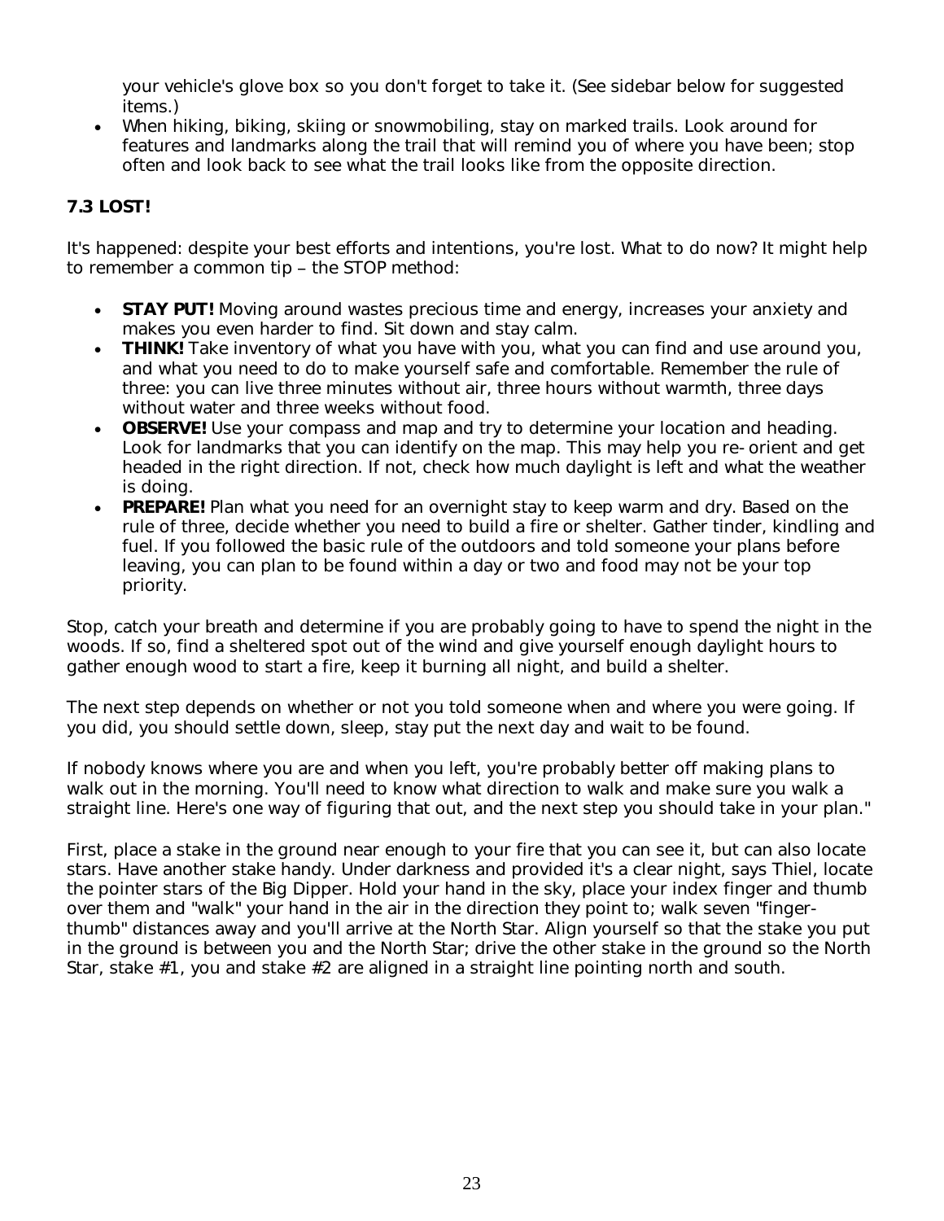your vehicle's glove box so you don't forget to take it. (See sidebar below for suggested items.)

- When hiking, biking, skiing or snowmobiling, stay on marked trails. Look around for features and landmarks along the trail that will remind you of where you have been; stop often and look back to see what the trail looks like from the opposite direction.

### 7.3 LOST!

It's happened: despite your best efforts and intentions, you're lost. What to do now? It might help to remember a common tip – the STOP method:

- **STAY PUT!** Moving around wastes precious time and energy, increases your anxiety and makes you even harder to find. Sit down and stay calm.
- **THINK!** Take inventory of what you have with you, what you can find and use around you, and what you need to do to make yourself safe and comfortable. Remember the rule of three: you can live three minutes without air, three hours without warmth, three days without water and three weeks without food.
- **OBSERVE!** Use your compass and map and try to determine your location and heading. Look for landmarks that you can identify on the map. This may help you re-orient and get headed in the right direction. If not, check how much daylight is left and what the weather is doing.
- **PREPARE!** Plan what you need for an overnight stay to keep warm and dry. Based on the rule of three, decide whether you need to build a fire or shelter. Gather tinder, kindling and fuel. If you followed the basic rule of the outdoors and told someone your plans before leaving, you can plan to be found within a day or two and food may not be your top priority.

Stop, catch your breath and determine if you are probably going to have to spend the night in the woods. If so, find a sheltered spot out of the wind and give yourself enough daylight hours to gather enough wood to start a fire, keep it burning all night, and build a shelter.

The next step depends on whether or not you told someone when and where you were going. If you did, you should settle down, sleep, stay put the next day and wait to be found.

If nobody knows where you are and when you left, you're probably better off making plans to walk out in the morning. You'll need to know what direction to walk and make sure you walk a straight line. Here's one way of figuring that out, and the next step you should take in your plan."

First, place a stake in the ground near enough to your fire that you can see it, but can also locate stars. Have another stake handy. Under darkness and provided it's a clear night, says Thiel, locate the pointer stars of the Big Dipper. Hold your hand in the sky, place your index finger and thumb over them and "walk" your hand in the air in the direction they point to; walk seven "finger-thumb" distances away and you'll arrive at the North Star. Align yourself so that the stake you put in the ground is between you and the North Star; drive the other stake in the ground so the North Star, stake #1, you and stake #2 are aligned in a straight line pointing north and south.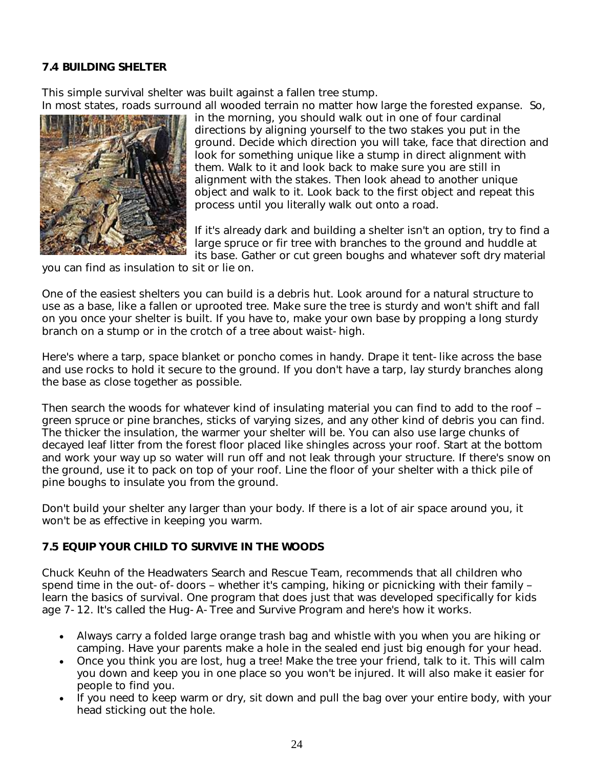### 7.4 BUILDING SHELTER

This simple survival shelter was built against a fallen tree stump.

In most states, roads surround all wooded terrain no matter how large the forested expanse. So, in the morning, you should walk out in one of four cardinal directions by aligning yourself to the two stakes you put in the ground. Decide which direction you will take, face that direction and look for something unique like a stump in direct alignment with them. Walk to it and look back to make sure you are still in alignment with the stakes. Then look ahead to another unique object and walk to it. Look back to the first object and repeat this process until you literally walk out onto a road.

If it's already dark and building a shelter isn't an option, try to find a large spruce or fir tree with branches to the ground and huddle at its base. Gather or cut green boughs and whatever soft dry material you can find as insulation to sit or lie on.

One of the easiest shelters you can build is a debris hut. Look around for a natural structure to use as a base, like a fallen or uprooted tree. Make sure the tree is sturdy and won't shift and fall on you once your shelter is built. If you have to, make your own base by propping a long sturdy branch on a stump or in the crotch of a tree about waist-high.

Here's where a tarp, space blanket or poncho comes in handy. Drape it tent-like across the base and use rocks to hold it secure to the ground. If you don't have a tarp, lay sturdy branches along the base as close together as possible.

Then search the woods for whatever kind of insulating material you can find to add to the roof – green spruce or pine branches, sticks of varying sizes, and any other kind of debris you can find. The thicker the insulation, the warmer your shelter will be. You can also use large chunks of decayed leaf litter from the forest floor placed like shingles across your roof. Start at the bottom and work your way up so water will run off and not leak through your structure. If there's snow on the ground, use it to pack on top of your roof. Line the floor of your shelter with a thick pile of pine boughs to insulate you from the ground.

Don't build your shelter any larger than your body. If there is a lot of air space around you, it won't be as effective in keeping you warm.

### 7.5 EQUIP YOUR CHILD TO SURVIVE IN THE WOODS

Chuck Keuhn of the Headwaters Search and Rescue Team, recommends that all children who spend time in the out-of-doors – whether it's camping, hiking or picnicking with their family – learn the basics of survival. One program that does just that was developed specifically for kids age 7-12. It's called the Hug-A-Tree and Survive Program and here's how it works.

- Always carry a folded large orange trash bag and whistle with you when you are hiking or camping. Have your parents make a hole in the sealed end just big enough for your head.
- Once you think you are lost, hug a tree! Make the tree your friend, talk to it. This will calm you down and keep you in one place so you won't be injured. It will also make it easier for people to find you.
- If you need to keep warm or dry, sit down and pull the bag over your entire body, with your head sticking out the hole.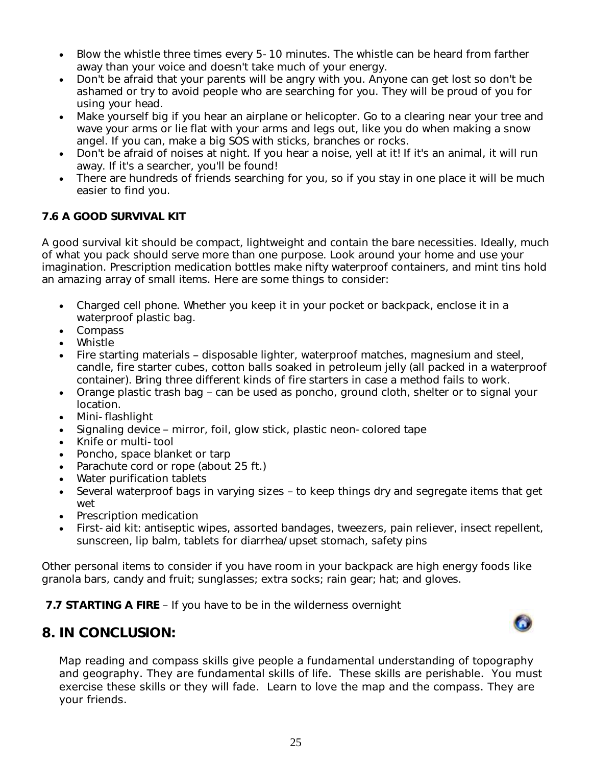- Blow the whistle three times every 5-10 minutes. The whistle can be heard from farther away than your voice and doesn't take much of your energy.
- Don't be afraid that your parents will be angry with you. Anyone can get lost so don't be ashamed or try to avoid people who are searching for you. They will be proud of you for using your head.
- Make yourself big if you hear an airplane or helicopter. Go to a clearing near your tree and wave your arms or lie flat with your arms and legs out, like you do when making a snow angel. If you can, make a big SOS with sticks, branches or rocks.
- Don't be afraid of noises at night. If you hear a noise, yell at it! If it's an animal, it will run away. If it's a searcher, you'll be found!
- There are hundreds of friends searching for you, so if you stay in one place it will be much easier to find you.

**7.6 A GOOD SURVIVAL KIT**

A good survival kit should be compact, lightweight and contain the bare necessities. Ideally, much of what you pack should serve more than one purpose. Look around your home and use your imagination. Prescription medication bottles make nifty waterproof containers, and mint tins hold an amazing array of small items. Here are some things to consider:

- Charged cell phone. Whether you keep it in your pocket or backpack, enclose it in a waterproof plastic bag.
- Compass
- Whistle
- Fire starting materials – disposable lighter, waterproof matches, magnesium and steel, candle, fire starter cubes, cotton balls soaked in petroleum jelly (all packed in a waterproof container). Bring three different kinds of fire starters in case a method fails to work.
- Orange plastic trash bag – can be used as poncho, ground cloth, shelter or to signal your location.
- Mini-flashlight
- Signaling device – mirror, foil, glow stick, plastic neon-colored tape
- Knife or multi-tool
- Poncho, space blanket or tarp
- Parachute cord or rope (about 25 ft.)
- Water purification tablets
- Several waterproof bags in varying sizes – to keep things dry and segregate items that get wet
- Prescription medication
- First-aid kit: antiseptic wipes, assorted bandages, tweezers, pain reliever, insect repellent, sunscreen, lip balm, tablets for diarrhea/upset stomach, safety pins

Other personal items to consider if you have room in your backpack are high energy foods like granola bars, candy and fruit; sunglasses; extra socks; rain gear; hat; and gloves.

**7.7 STARTING A FIRE** – If you have to be in the wilderness overnight

## 8. IN CONCLUSION:

Map reading and compass skills give people a fundamental understanding of topography and geography. They are fundamental skills of life. These skills are perishable. You must exercise these skills or they will fade. Learn to love the map and the compass. They are your friends.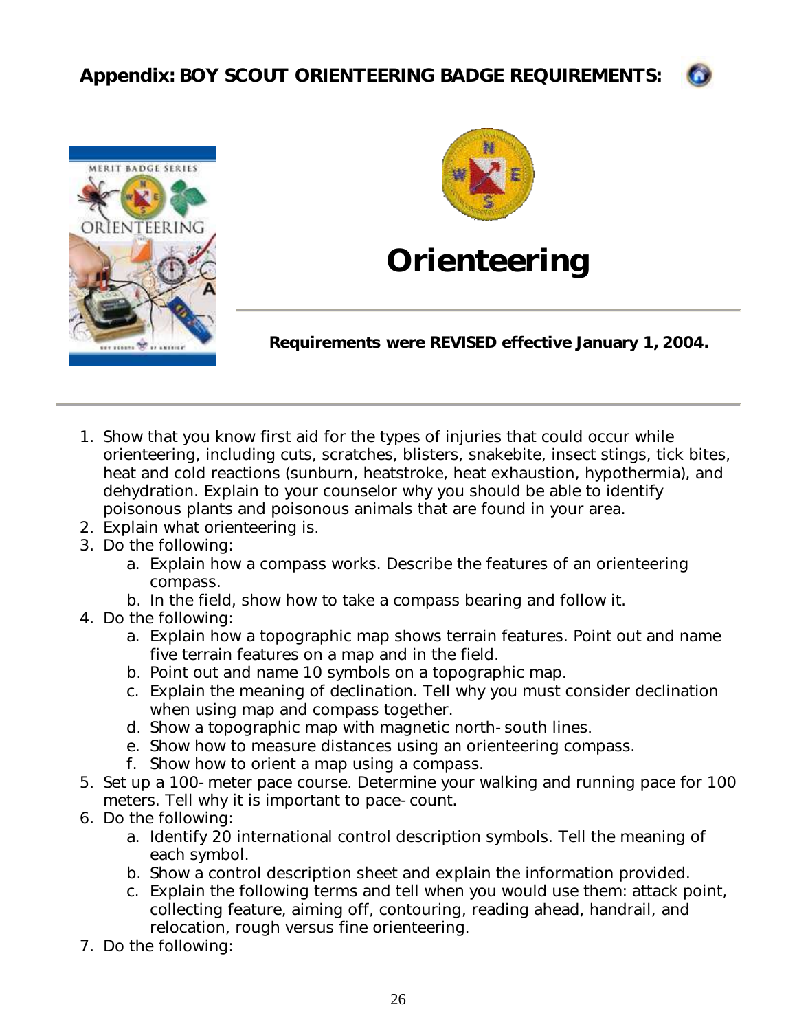## Appendix: BOY SCOUT ORIENTEERING BADGE REQUIREMENTS:

# Orienteering

**Requirements were REVISED effective January 1, 2004.**

---

1. Show that you know first aid for the types of injuries that could occur while orienteering, including cuts, scratches, blisters, snakebite, insect stings, tick bites, heat and cold reactions (sunburn, heatstroke, heat exhaustion, hypothermia), and dehydration. Explain to your counselor why you should be able to identify poisonous plants and poisonous animals that are found in your area.
2. Explain what orienteering is.
3. Do the following:
   a. Explain how a compass works. Describe the features of an orienteering compass.
   b. In the field, show how to take a compass bearing and follow it.
4. Do the following:
   a. Explain how a topographic map shows terrain features. Point out and name five terrain features on a map and in the field.
   b. Point out and name 10 symbols on a topographic map.
   c. Explain the meaning of declination. Tell why you must consider declination when using map and compass together.
   d. Show a topographic map with magnetic north-south lines.
   e. Show how to measure distances using an orienteering compass.
   f. Show how to orient a map using a compass.
5. Set up a 100-meter pace course. Determine your walking and running pace for 100 meters. Tell why it is important to pace-count.
6. Do the following:
   a. Identify 20 international control description symbols. Tell the meaning of each symbol.
   b. Show a control description sheet and explain the information provided.
   c. Explain the following terms and tell when you would use them: attack point, collecting feature, aiming off, contouring, reading ahead, handrail, and relocation, rough versus fine orienteering.
7. Do the following: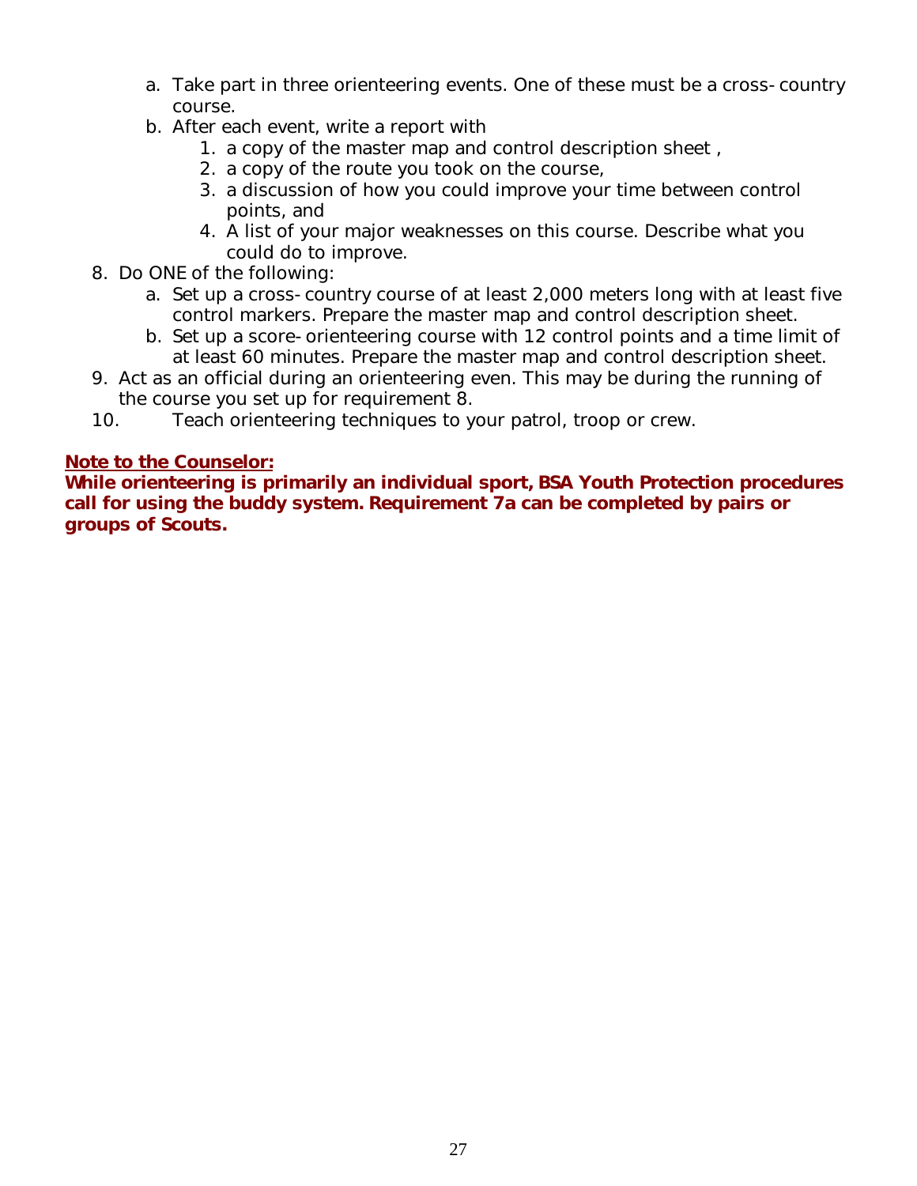a. Take part in three orienteering events. One of these must be a cross-country course.
   b. After each event, write a report with
      1. a copy of the master map and control description sheet ,
      2. a copy of the route you took on the course,
      3. a discussion of how you could improve your time between control points, and
      4. A list of your major weaknesses on this course. Describe what you could do to improve.
8. Do ONE of the following:
   a. Set up a cross-country course of at least 2,000 meters long with at least five control markers. Prepare the master map and control description sheet.
   b. Set up a score-orienteering course with 12 control points and a time limit of at least 60 minutes. Prepare the master map and control description sheet.
9. Act as an official during an orienteering even. This may be during the running of the course you set up for requirement 8.
10. Teach orienteering techniques to your patrol, troop or crew.

**Note to the Counselor:**

**While orienteering is primarily an individual sport, BSA Youth Protection procedures call for using the buddy system. Requirement 7a can be completed by pairs or groups of Scouts.**